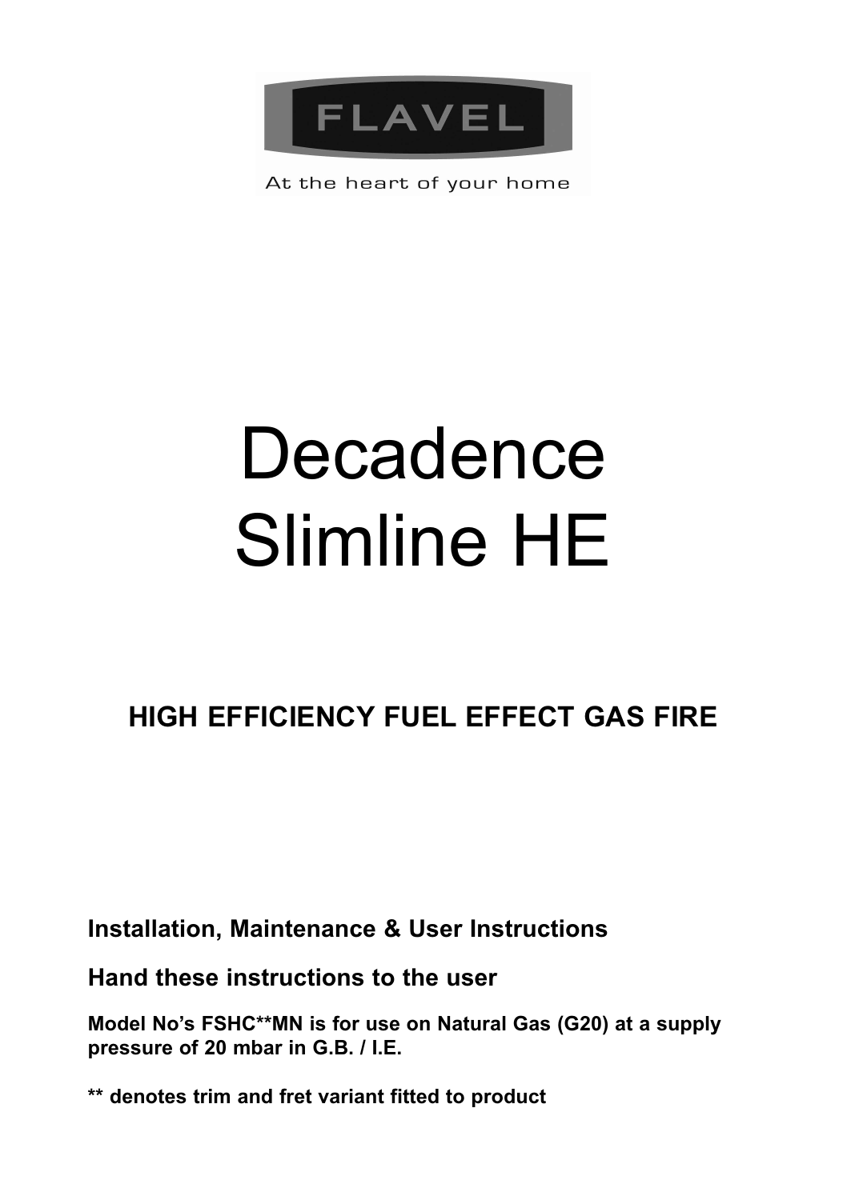FLAVEL

At the heart of your home

# Decadence Slimline HE

## HIGH EFFICIENCY FUEL EFFECT GAS FIRE

**Installation, Maintenance & User Instructions**

**Hand these instructions to the user**

**Model No's FSHC**MN is for use on Natural Gas (G20) at a supply pressure of 20 mbar in G.B. / I.E.**

**** denotes trim and fret variant fitted to product**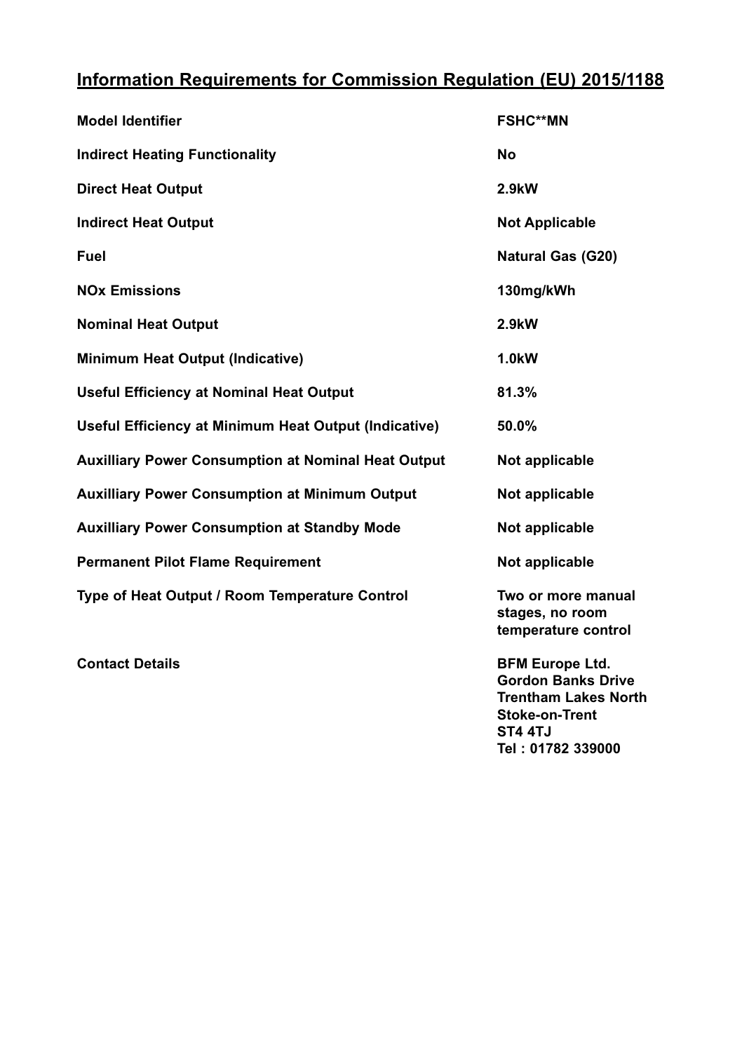## Information Requirements for Commission Regulation (EU) 2015/1188

| | |
|---|---|
| **Model Identifier** | **FSHC**MN** |
| **Indirect Heating Functionality** | **No** |
| **Direct Heat Output** | **2.9kW** |
| **Indirect Heat Output** | **Not Applicable** |
| **Fuel** | **Natural Gas (G20)** |
| **NOx Emissions** | **130mg/kWh** |
| **Nominal Heat Output** | **2.9kW** |
| **Minimum Heat Output (Indicative)** | **1.0kW** |
| **Useful Efficiency at Nominal Heat Output** | **81.3%** |
| **Useful Efficiency at Minimum Heat Output (Indicative)** | **50.0%** |
| **Auxilliary Power Consumption at Nominal Heat Output** | **Not applicable** |
| **Auxilliary Power Consumption at Minimum Output** | **Not applicable** |
| **Auxilliary Power Consumption at Standby Mode** | **Not applicable** |
| **Permanent Pilot Flame Requirement** | **Not applicable** |
| **Type of Heat Output / Room Temperature Control** | **Two or more manual stages, no room temperature control** |
| **Contact Details** | **BFM Europe Ltd.<br>Gordon Banks Drive<br>Trentham Lakes North<br>Stoke-on-Trent<br>ST4 4TJ<br>Tel : 01782 339000** |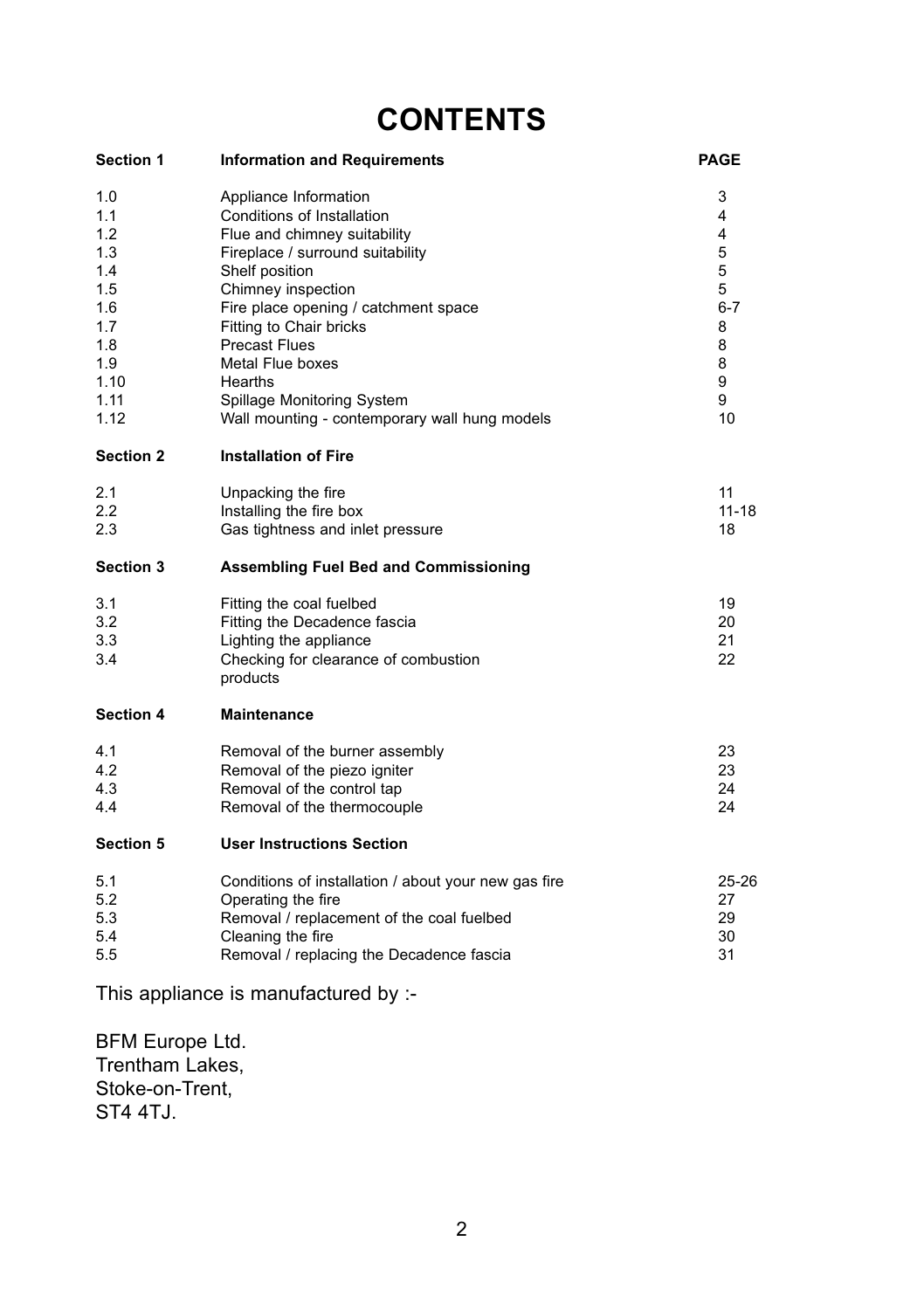# CONTENTS

| Section 1 | Information and Requirements | PAGE |
|---|---|---|
| 1.0 | Appliance Information | 3 |
| 1.1 | Conditions of Installation | 4 |
| 1.2 | Flue and chimney suitability | 4 |
| 1.3 | Fireplace / surround suitability | 5 |
| 1.4 | Shelf position | 5 |
| 1.5 | Chimney inspection | 5 |
| 1.6 | Fire place opening / catchment space | 6-7 |
| 1.7 | Fitting to Chair bricks | 8 |
| 1.8 | Precast Flues | 8 |
| 1.9 | Metal Flue boxes | 8 |
| 1.10 | Hearths | 9 |
| 1.11 | Spillage Monitoring System | 9 |
| 1.12 | Wall mounting - contemporary wall hung models | 10 |
| **Section 2** | **Installation of Fire** | |
| 2.1 | Unpacking the fire | 11 |
| 2.2 | Installing the fire box | 11-18 |
| 2.3 | Gas tightness and inlet pressure | 18 |
| **Section 3** | **Assembling Fuel Bed and Commissioning** | |
| 3.1 | Fitting the coal fuelbed | 19 |
| 3.2 | Fitting the Decadence fascia | 20 |
| 3.3 | Lighting the appliance | 21 |
| 3.4 | Checking for clearance of combustion products | 22 |
| **Section 4** | **Maintenance** | |
| 4.1 | Removal of the burner assembly | 23 |
| 4.2 | Removal of the piezo igniter | 23 |
| 4.3 | Removal of the control tap | 24 |
| 4.4 | Removal of the thermocouple | 24 |
| **Section 5** | **User Instructions Section** | |
| 5.1 | Conditions of installation / about your new gas fire | 25-26 |
| 5.2 | Operating the fire | 27 |
| 5.3 | Removal / replacement of the coal fuelbed | 29 |
| 5.4 | Cleaning the fire | 30 |
| 5.5 | Removal / replacing the Decadence fascia | 31 |

This appliance is manufactured by :-

BFM Europe Ltd.
Trentham Lakes,
Stoke-on-Trent,
ST4 4TJ.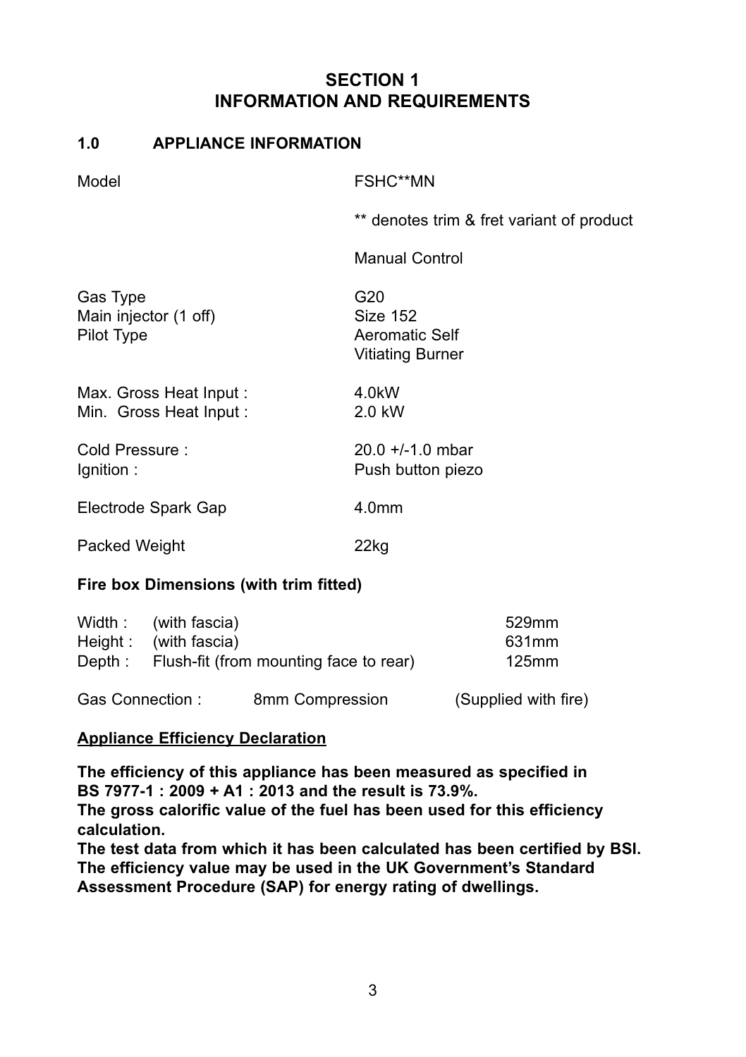# SECTION 1
# INFORMATION AND REQUIREMENTS

## 1.0 APPLIANCE INFORMATION

| | |
|---|---|
| Model | FSHC**MN |
| | ** denotes trim & fret variant of product |
| | Manual Control |
| Gas Type | G20 |
| Main injector (1 off) | Size 152 |
| Pilot Type | Aeromatic Self Vitiating Burner |
| Max. Gross Heat Input : | 4.0kW |
| Min. Gross Heat Input : | 2.0 kW |
| Cold Pressure : | 20.0 +/-1.0 mbar |
| Ignition : | Push button piezo |
| Electrode Spark Gap | 4.0mm |
| Packed Weight | 22kg |

**Fire box Dimensions (with trim fitted)**

| | | |
|---|---|---|
| Width : | (with fascia) | 529mm |
| Height : | (with fascia) | 631mm |
| Depth : | Flush-fit (from mounting face to rear) | 125mm |

Gas Connection : 8mm Compression (Supplied with fire)

**<u>Appliance Efficiency Declaration</u>**

**The efficiency of this appliance has been measured as specified in BS 7977-1 : 2009 + A1 : 2013 and the result is 73.9%.**
**The gross calorific value of the fuel has been used for this efficiency calculation.**
**The test data from which it has been calculated has been certified by BSI.**
**The efficiency value may be used in the UK Government's Standard Assessment Procedure (SAP) for energy rating of dwellings.**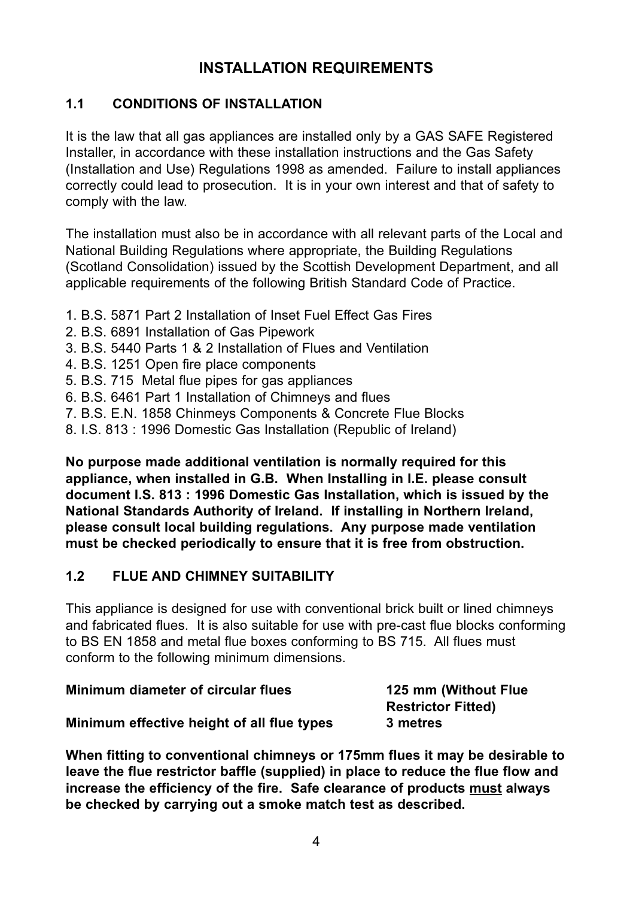# INSTALLATION REQUIREMENTS

## 1.1 CONDITIONS OF INSTALLATION

It is the law that all gas appliances are installed only by a GAS SAFE Registered Installer, in accordance with these installation instructions and the Gas Safety (Installation and Use) Regulations 1998 as amended. Failure to install appliances correctly could lead to prosecution. It is in your own interest and that of safety to comply with the law.

The installation must also be in accordance with all relevant parts of the Local and National Building Regulations where appropriate, the Building Regulations (Scotland Consolidation) issued by the Scottish Development Department, and all applicable requirements of the following British Standard Code of Practice.

1. B.S. 5871 Part 2 Installation of Inset Fuel Effect Gas Fires
2. B.S. 6891 Installation of Gas Pipework
3. B.S. 5440 Parts 1 & 2 Installation of Flues and Ventilation
4. B.S. 1251 Open fire place components
5. B.S. 715 Metal flue pipes for gas appliances
6. B.S. 6461 Part 1 Installation of Chimneys and flues
7. B.S. E.N. 1858 Chinmeys Components & Concrete Flue Blocks
8. I.S. 813 : 1996 Domestic Gas Installation (Republic of Ireland)

**No purpose made additional ventilation is normally required for this appliance, when installed in G.B. When Installing in I.E. please consult document I.S. 813 : 1996 Domestic Gas Installation, which is issued by the National Standards Authority of Ireland. If installing in Northern Ireland, please consult local building regulations. Any purpose made ventilation must be checked periodically to ensure that it is free from obstruction.**

## 1.2 FLUE AND CHIMNEY SUITABILITY

This appliance is designed for use with conventional brick built or lined chimneys and fabricated flues. It is also suitable for use with pre-cast flue blocks conforming to BS EN 1858 and metal flue boxes conforming to BS 715. All flues must conform to the following minimum dimensions.

| | |
|---|---|
| **Minimum diameter of circular flues** | **125 mm (Without Flue Restrictor Fitted)** |
| **Minimum effective height of all flue types** | **3 metres** |

**When fitting to conventional chimneys or 175mm flues it may be desirable to leave the flue restrictor baffle (supplied) in place to reduce the flue flow and increase the efficiency of the fire. Safe clearance of products <u>must</u> always be checked by carrying out a smoke match test as described.**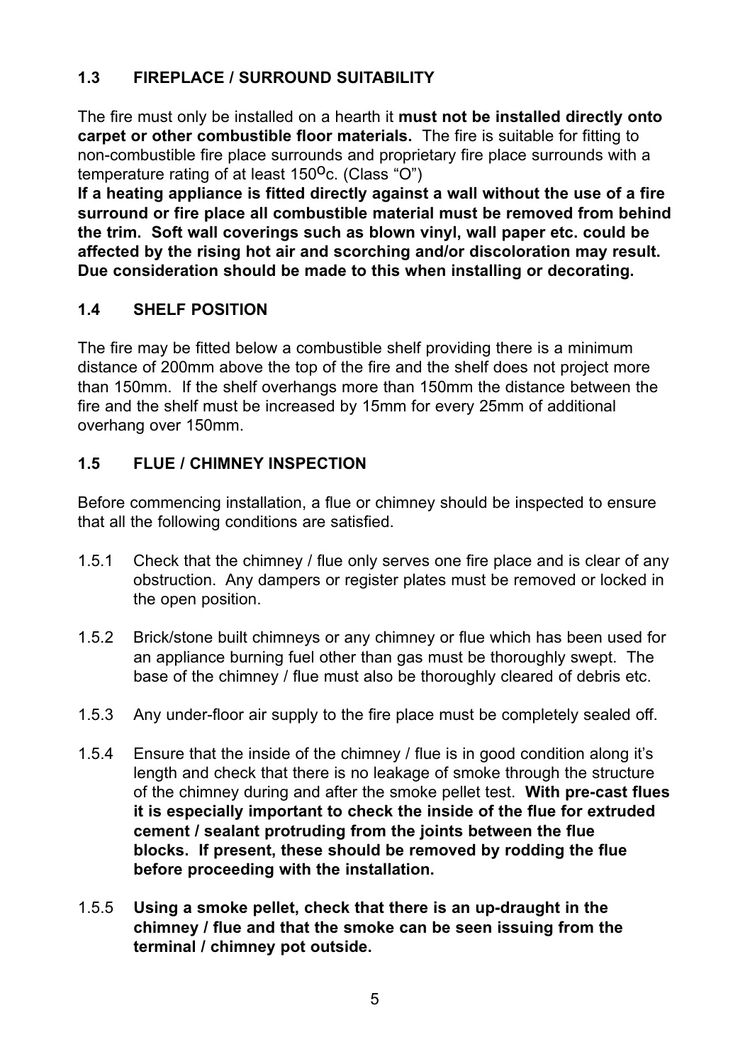## 1.3 FIREPLACE / SURROUND SUITABILITY

The fire must only be installed on a hearth it **must not be installed directly onto carpet or other combustible floor materials.** The fire is suitable for fitting to non-combustible fire place surrounds and proprietary fire place surrounds with a temperature rating of at least 150$^{O}$c. (Class "O")

**If a heating appliance is fitted directly against a wall without the use of a fire surround or fire place all combustible material must be removed from behind the trim. Soft wall coverings such as blown vinyl, wall paper etc. could be affected by the rising hot air and scorching and/or discoloration may result. Due consideration should be made to this when installing or decorating.**

## 1.4 SHELF POSITION

The fire may be fitted below a combustible shelf providing there is a minimum distance of 200mm above the top of the fire and the shelf does not project more than 150mm. If the shelf overhangs more than 150mm the distance between the fire and the shelf must be increased by 15mm for every 25mm of additional overhang over 150mm.

## 1.5 FLUE / CHIMNEY INSPECTION

Before commencing installation, a flue or chimney should be inspected to ensure that all the following conditions are satisfied.

1.5.1 Check that the chimney / flue only serves one fire place and is clear of any obstruction. Any dampers or register plates must be removed or locked in the open position.

1.5.2 Brick/stone built chimneys or any chimney or flue which has been used for an appliance burning fuel other than gas must be thoroughly swept. The base of the chimney / flue must also be thoroughly cleared of debris etc.

1.5.3 Any under-floor air supply to the fire place must be completely sealed off.

1.5.4 Ensure that the inside of the chimney / flue is in good condition along it's length and check that there is no leakage of smoke through the structure of the chimney during and after the smoke pellet test. **With pre-cast flues it is especially important to check the inside of the flue for extruded cement / sealant protruding from the joints between the flue blocks. If present, these should be removed by rodding the flue before proceeding with the installation.**

1.5.5 **Using a smoke pellet, check that there is an up-draught in the chimney / flue and that the smoke can be seen issuing from the terminal / chimney pot outside.**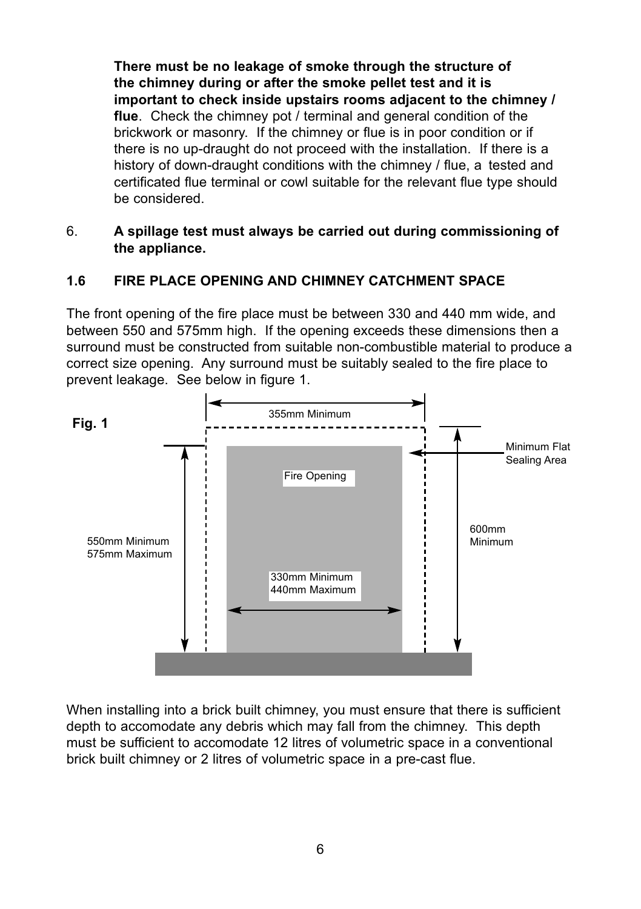**There must be no leakage of smoke through the structure of the chimney during or after the smoke pellet test and it is important to check inside upstairs rooms adjacent to the chimney / flue**. Check the chimney pot / terminal and general condition of the brickwork or masonry. If the chimney or flue is in poor condition or if there is no up-draught do not proceed with the installation. If there is a history of down-draught conditions with the chimney / flue, a tested and certificated flue terminal or cowl suitable for the relevant flue type should be considered.

6. **A spillage test must always be carried out during commissioning of the appliance.**

### 1.6 FIRE PLACE OPENING AND CHIMNEY CATCHMENT SPACE

The front opening of the fire place must be between 330 and 440 mm wide, and between 550 and 575mm high. If the opening exceeds these dimensions then a surround must be constructed from suitable non-combustible material to produce a correct size opening. Any surround must be suitably sealed to the fire place to prevent leakage. See below in figure 1.

**Fig. 1**

355mm Minimum

Minimum Flat Sealing Area

Fire Opening

550mm Minimum
575mm Maximum

600mm Minimum

330mm Minimum
440mm Maximum

When installing into a brick built chimney, you must ensure that there is sufficient depth to accomodate any debris which may fall from the chimney. This depth must be sufficient to accomodate 12 litres of volumetric space in a conventional brick built chimney or 2 litres of volumetric space in a pre-cast flue.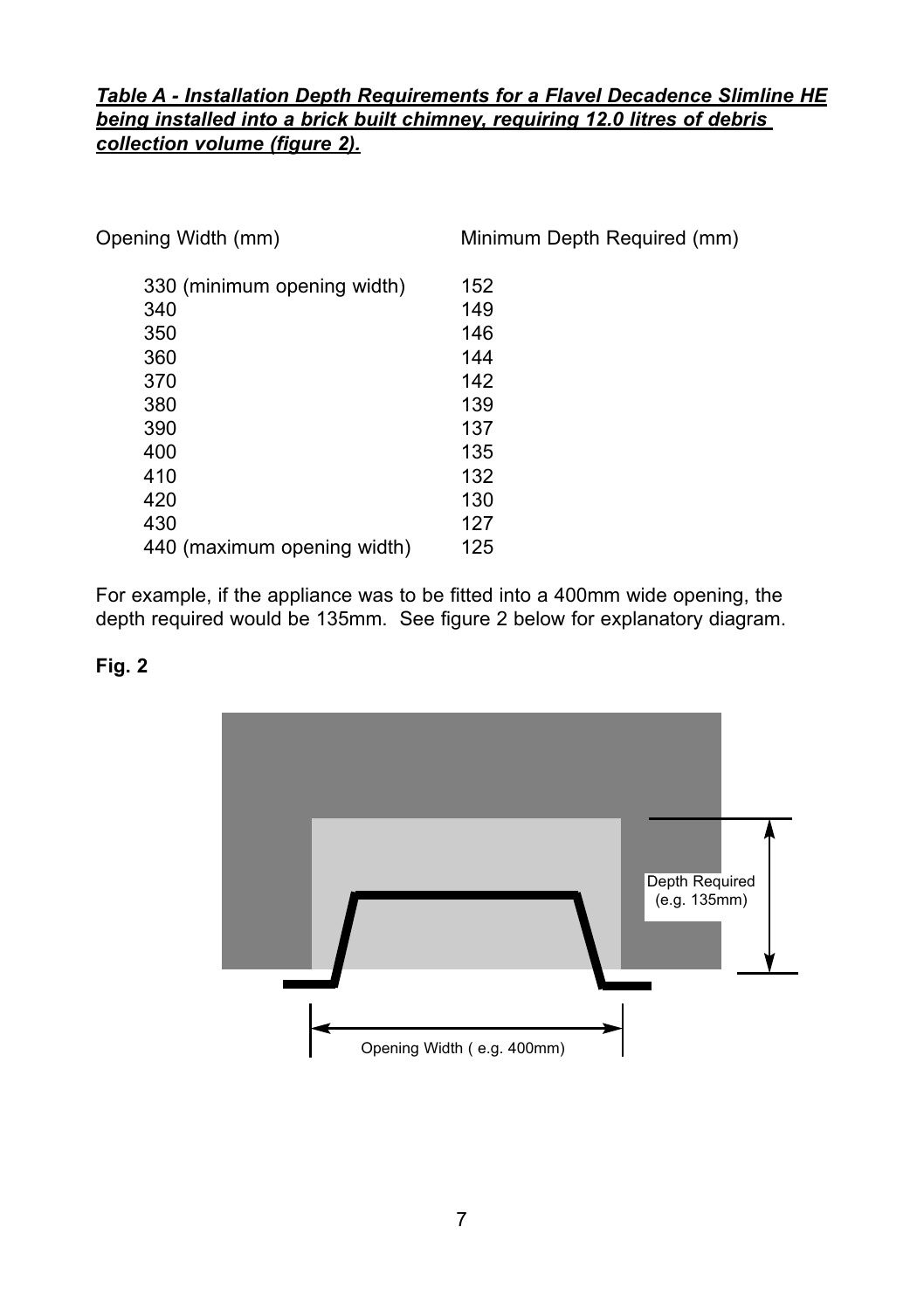***Table A - Installation Depth Requirements for a Flavel Decadence Slimline HE being installed into a brick built chimney, requiring 12.0 litres of debris collection volume (figure 2).***

| Opening Width (mm) | Minimum Depth Required (mm) |
|---|---|
| 330 (minimum opening width) | 152 |
| 340 | 149 |
| 350 | 146 |
| 360 | 144 |
| 370 | 142 |
| 380 | 139 |
| 390 | 137 |
| 400 | 135 |
| 410 | 132 |
| 420 | 130 |
| 430 | 127 |
| 440 (maximum opening width) | 125 |

For example, if the appliance was to be fitted into a 400mm wide opening, the depth required would be 135mm. See figure 2 below for explanatory diagram.

**Fig. 2**

Depth Required (e.g. 135mm)

Opening Width ( e.g. 400mm)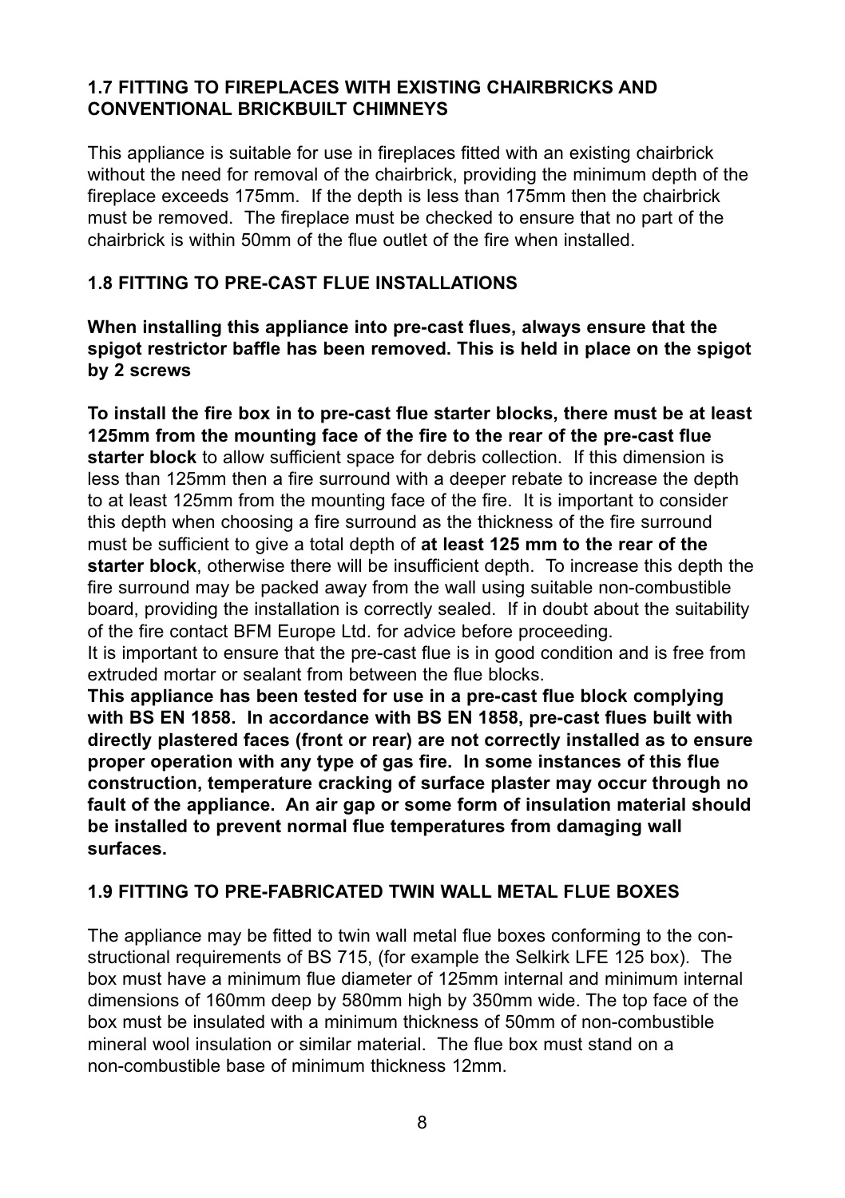## 1.7 FITTING TO FIREPLACES WITH EXISTING CHAIRBRICKS AND CONVENTIONAL BRICKBUILT CHIMNEYS

This appliance is suitable for use in fireplaces fitted with an existing chairbrick without the need for removal of the chairbrick, providing the minimum depth of the fireplace exceeds 175mm. If the depth is less than 175mm then the chairbrick must be removed. The fireplace must be checked to ensure that no part of the chairbrick is within 50mm of the flue outlet of the fire when installed.

## 1.8 FITTING TO PRE-CAST FLUE INSTALLATIONS

**When installing this appliance into pre-cast flues, always ensure that the spigot restrictor baffle has been removed. This is held in place on the spigot by 2 screws**

**To install the fire box in to pre-cast flue starter blocks, there must be at least 125mm from the mounting face of the fire to the rear of the pre-cast flue starter block** to allow sufficient space for debris collection. If this dimension is less than 125mm then a fire surround with a deeper rebate to increase the depth to at least 125mm from the mounting face of the fire. It is important to consider this depth when choosing a fire surround as the thickness of the fire surround must be sufficient to give a total depth of **at least 125 mm to the rear of the starter block**, otherwise there will be insufficient depth. To increase this depth the fire surround may be packed away from the wall using suitable non-combustible board, providing the installation is correctly sealed. If in doubt about the suitability of the fire contact BFM Europe Ltd. for advice before proceeding.

It is important to ensure that the pre-cast flue is in good condition and is free from extruded mortar or sealant from between the flue blocks.

**This appliance has been tested for use in a pre-cast flue block complying with BS EN 1858. In accordance with BS EN 1858, pre-cast flues built with directly plastered faces (front or rear) are not correctly installed as to ensure proper operation with any type of gas fire. In some instances of this flue construction, temperature cracking of surface plaster may occur through no fault of the appliance. An air gap or some form of insulation material should be installed to prevent normal flue temperatures from damaging wall surfaces.**

## 1.9 FITTING TO PRE-FABRICATED TWIN WALL METAL FLUE BOXES

The appliance may be fitted to twin wall metal flue boxes conforming to the constructional requirements of BS 715, (for example the Selkirk LFE 125 box). The box must have a minimum flue diameter of 125mm internal and minimum internal dimensions of 160mm deep by 580mm high by 350mm wide. The top face of the box must be insulated with a minimum thickness of 50mm of non-combustible mineral wool insulation or similar material. The flue box must stand on a non-combustible base of minimum thickness 12mm.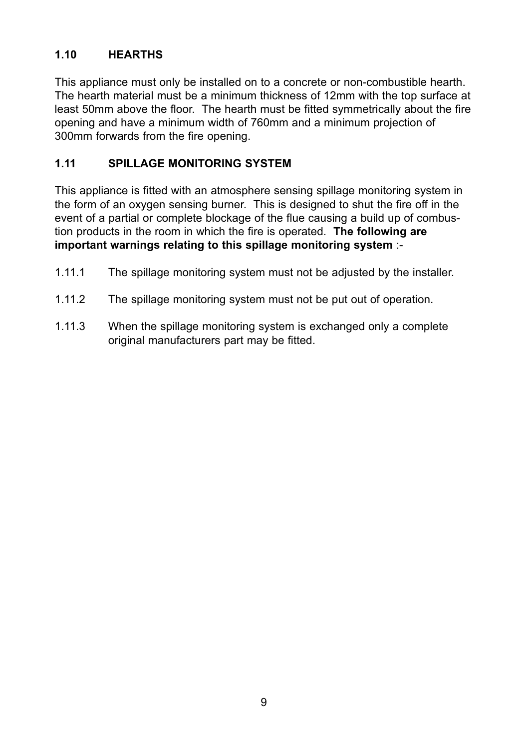## 1.10 HEARTHS

This appliance must only be installed on to a concrete or non-combustible hearth. The hearth material must be a minimum thickness of 12mm with the top surface at least 50mm above the floor. The hearth must be fitted symmetrically about the fire opening and have a minimum width of 760mm and a minimum projection of 300mm forwards from the fire opening.

## 1.11 SPILLAGE MONITORING SYSTEM

This appliance is fitted with an atmosphere sensing spillage monitoring system in the form of an oxygen sensing burner. This is designed to shut the fire off in the event of a partial or complete blockage of the flue causing a build up of combustion products in the room in which the fire is operated. **The following are important warnings relating to this spillage monitoring system** :-

1.11.1 The spillage monitoring system must not be adjusted by the installer.

1.11.2 The spillage monitoring system must not be put out of operation.

1.11.3 When the spillage monitoring system is exchanged only a complete original manufacturers part may be fitted.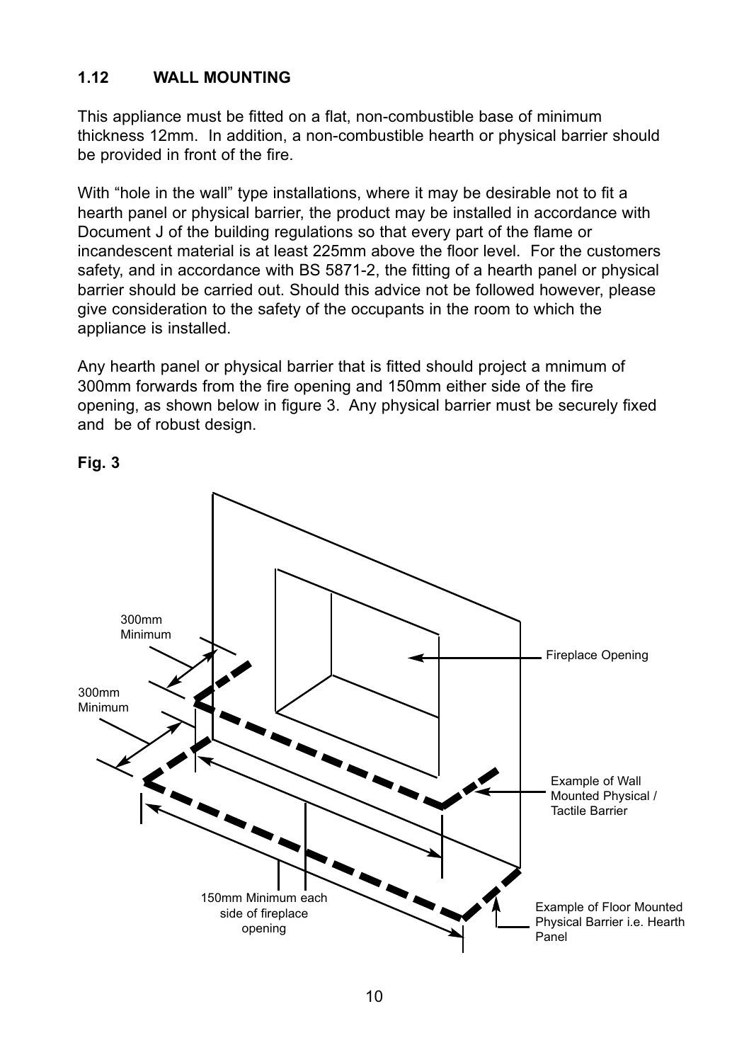### 1.12 WALL MOUNTING

This appliance must be fitted on a flat, non-combustible base of minimum thickness 12mm. In addition, a non-combustible hearth or physical barrier should be provided in front of the fire.

With "hole in the wall" type installations, where it may be desirable not to fit a hearth panel or physical barrier, the product may be installed in accordance with Document J of the building regulations so that every part of the flame or incandescent material is at least 225mm above the floor level. For the customers safety, and in accordance with BS 5871-2, the fitting of a hearth panel or physical barrier should be carried out. Should this advice not be followed however, please give consideration to the safety of the occupants in the room to which the appliance is installed.

Any hearth panel or physical barrier that is fitted should project a mnimum of 300mm forwards from the fire opening and 150mm either side of the fire opening, as shown below in figure 3. Any physical barrier must be securely fixed and be of robust design.

**Fig. 3**

300mm Minimum

300mm Minimum

Fireplace Opening

Example of Wall Mounted Physical / Tactile Barrier

150mm Minimum each side of fireplace opening

Example of Floor Mounted Physical Barrier i.e. Hearth Panel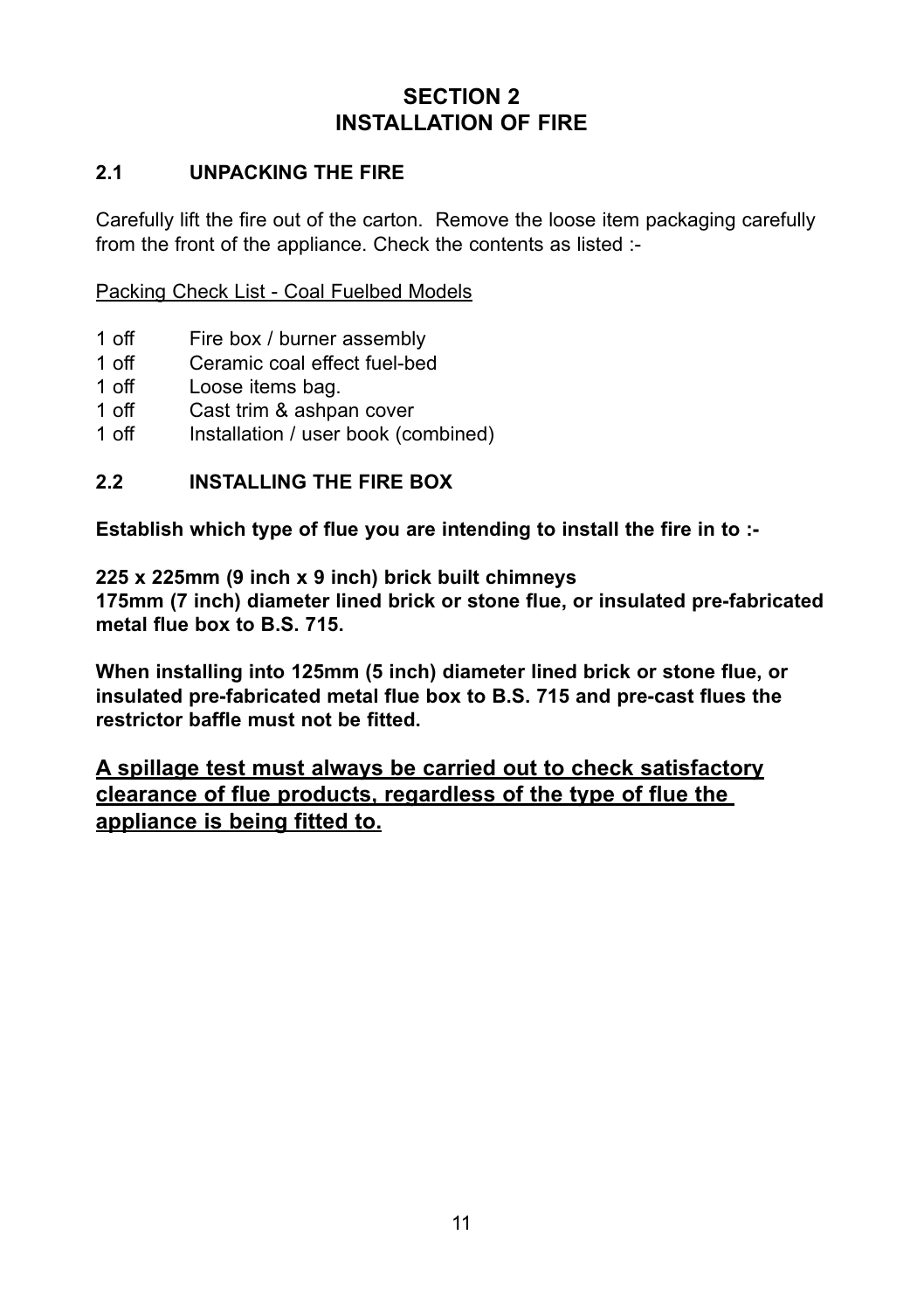# SECTION 2
# INSTALLATION OF FIRE

## 2.1 UNPACKING THE FIRE

Carefully lift the fire out of the carton. Remove the loose item packaging carefully from the front of the appliance. Check the contents as listed :-

<u>Packing Check List - Coal Fuelbed Models</u>

- 1 off Fire box / burner assembly
- 1 off Ceramic coal effect fuel-bed
- 1 off Loose items bag.
- 1 off Cast trim & ashpan cover
- 1 off Installation / user book (combined)

## 2.2 INSTALLING THE FIRE BOX

**Establish which type of flue you are intending to install the fire in to :-**

**225 x 225mm (9 inch x 9 inch) brick built chimneys**
**175mm (7 inch) diameter lined brick or stone flue, or insulated pre-fabricated metal flue box to B.S. 715.**

**When installing into 125mm (5 inch) diameter lined brick or stone flue, or insulated pre-fabricated metal flue box to B.S. 715 and pre-cast flues the restrictor baffle must not be fitted.**

**<u>A spillage test must always be carried out to check satisfactory clearance of flue products, regardless of the type of flue the appliance is being fitted to.</u>**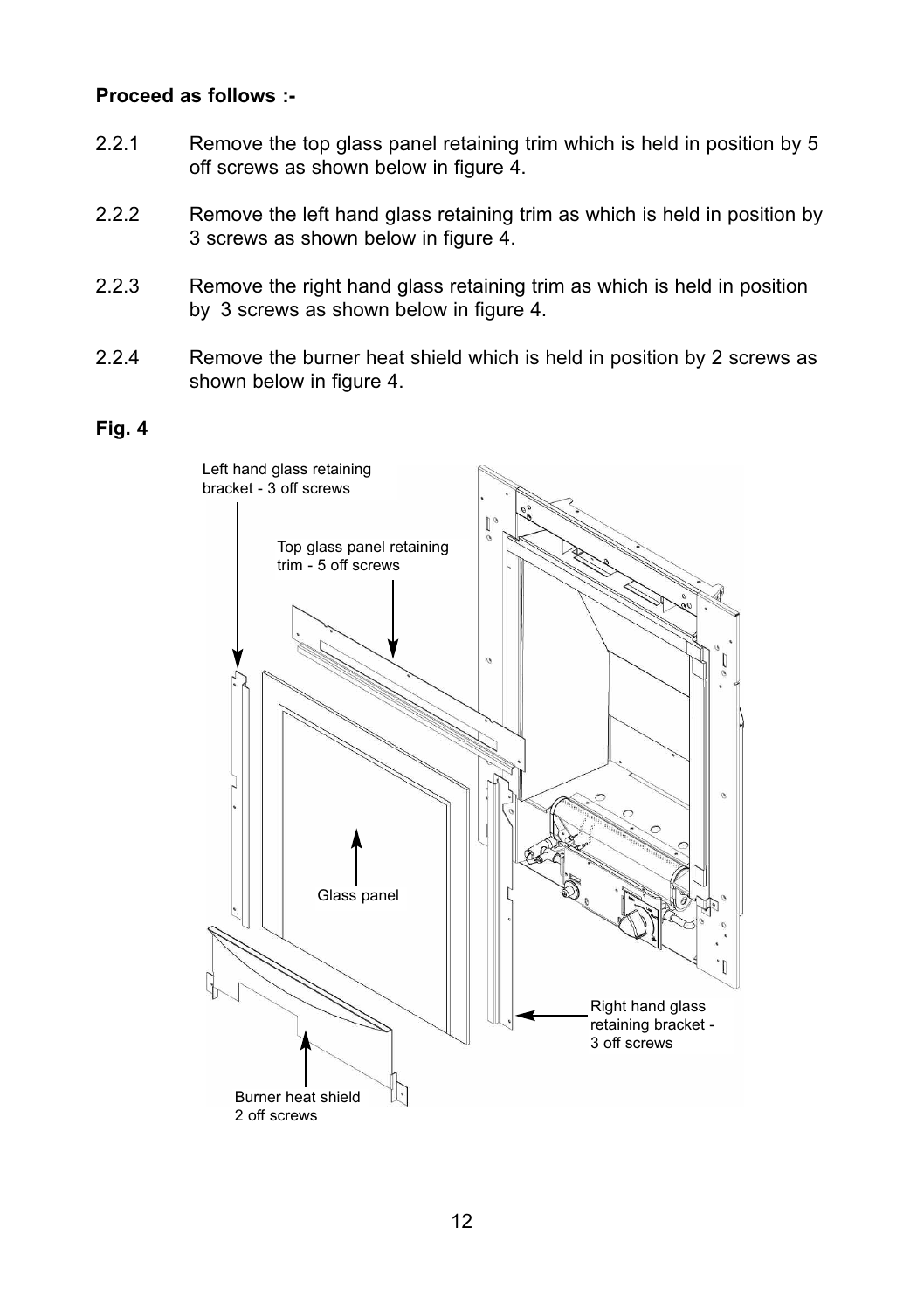**Proceed as follows :-**

2.2.1 Remove the top glass panel retaining trim which is held in position by 5 off screws as shown below in figure 4.

2.2.2 Remove the left hand glass retaining trim as which is held in position by 3 screws as shown below in figure 4.

2.2.3 Remove the right hand glass retaining trim as which is held in position by 3 screws as shown below in figure 4.

2.2.4 Remove the burner heat shield which is held in position by 2 screws as shown below in figure 4.

**Fig. 4**

Left hand glass retaining bracket - 3 off screws

Top glass panel retaining trim - 5 off screws

Glass panel

Right hand glass retaining bracket - 3 off screws

Burner heat shield 2 off screws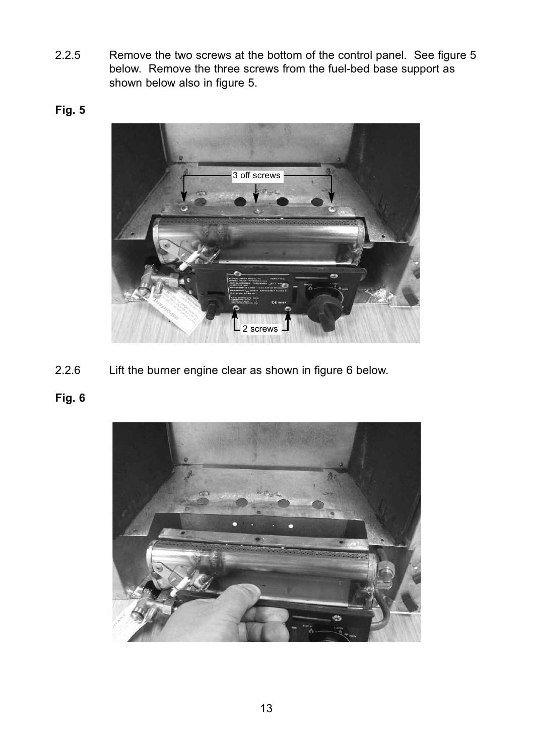2.2.5 Remove the two screws at the bottom of the control panel. See figure 5 below. Remove the three screws from the fuel-bed base support as shown below also in figure 5.

**Fig. 5**

2.2.6 Lift the burner engine clear as shown in figure 6 below.

**Fig. 6**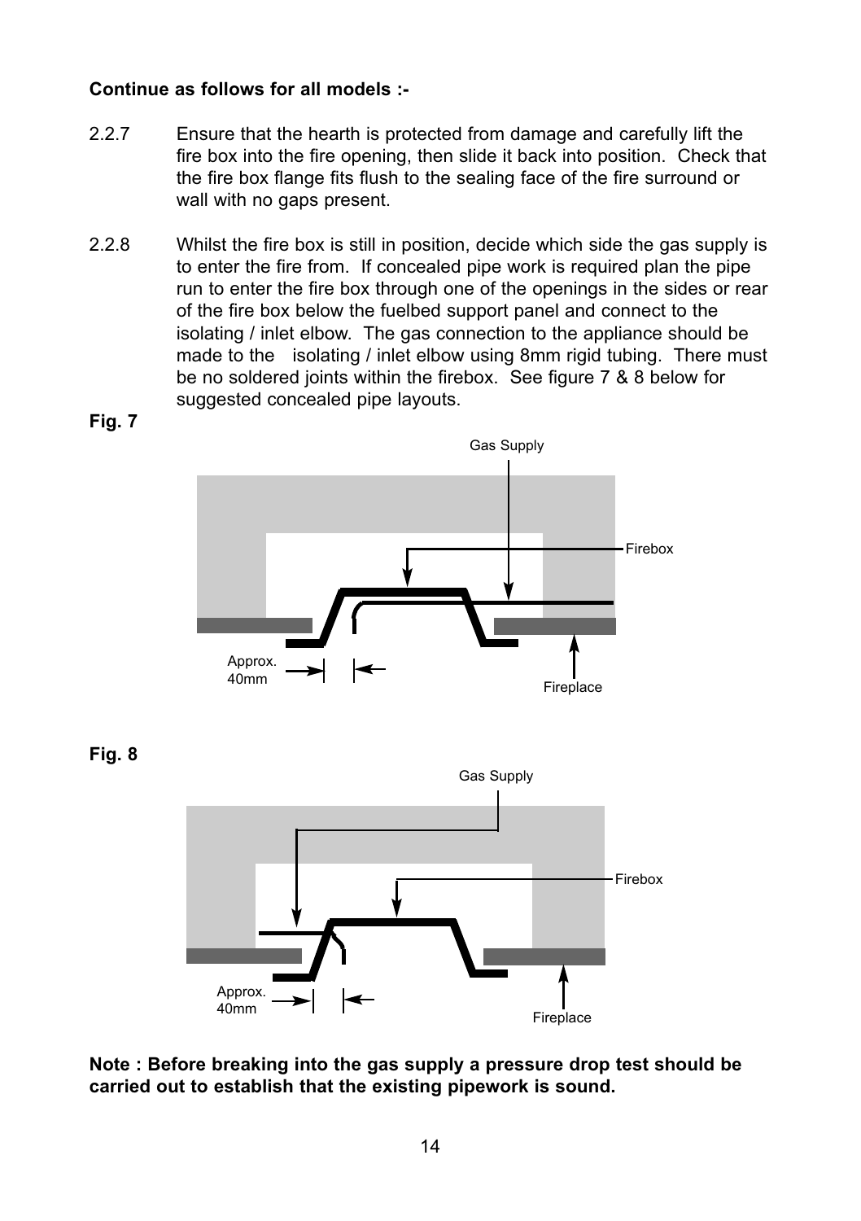**Continue as follows for all models :-**

2.2.7 Ensure that the hearth is protected from damage and carefully lift the fire box into the fire opening, then slide it back into position. Check that the fire box flange fits flush to the sealing face of the fire surround or wall with no gaps present.

2.2.8 Whilst the fire box is still in position, decide which side the gas supply is to enter the fire from. If concealed pipe work is required plan the pipe run to enter the fire box through one of the openings in the sides or rear of the fire box below the fuelbed support panel and connect to the isolating / inlet elbow. The gas connection to the appliance should be made to the isolating / inlet elbow using 8mm rigid tubing. There must be no soldered joints within the firebox. See figure 7 & 8 below for suggested concealed pipe layouts.

**Fig. 7**

Gas Supply

Firebox

Approx. 40mm

Fireplace

**Fig. 8**

Gas Supply

Firebox

Approx. 40mm

Fireplace

**Note : Before breaking into the gas supply a pressure drop test should be carried out to establish that the existing pipework is sound.**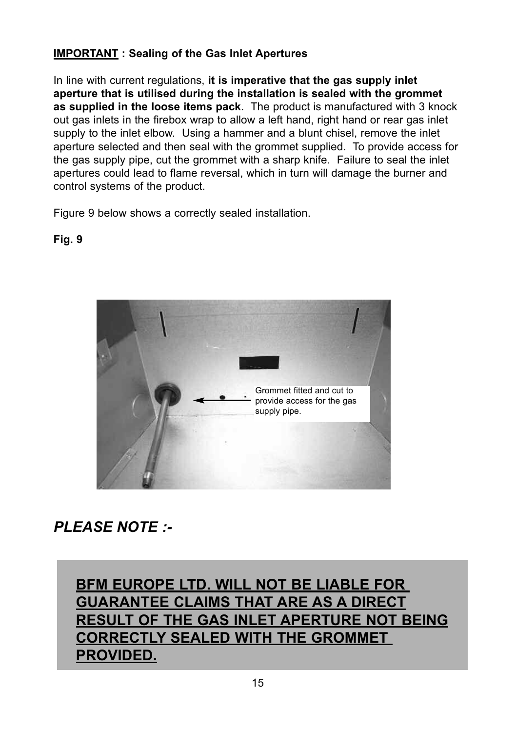**<u>IMPORTANT</u> : Sealing of the Gas Inlet Apertures**

In line with current regulations, **it is imperative that the gas supply inlet aperture that is utilised during the installation is sealed with the grommet as supplied in the loose items pack**. The product is manufactured with 3 knock out gas inlets in the firebox wrap to allow a left hand, right hand or rear gas inlet supply to the inlet elbow. Using a hammer and a blunt chisel, remove the inlet aperture selected and then seal with the grommet supplied. To provide access for the gas supply pipe, cut the grommet with a sharp knife. Failure to seal the inlet apertures could lead to flame reversal, which in turn will damage the burner and control systems of the product.

Figure 9 below shows a correctly sealed installation.

**Fig. 9**

Grommet fitted and cut to provide access for the gas supply pipe.

## *PLEASE NOTE :-*

**<u>BFM EUROPE LTD. WILL NOT BE LIABLE FOR GUARANTEE CLAIMS THAT ARE AS A DIRECT RESULT OF THE GAS INLET APERTURE NOT BEING CORRECTLY SEALED WITH THE GROMMET PROVIDED.</u>**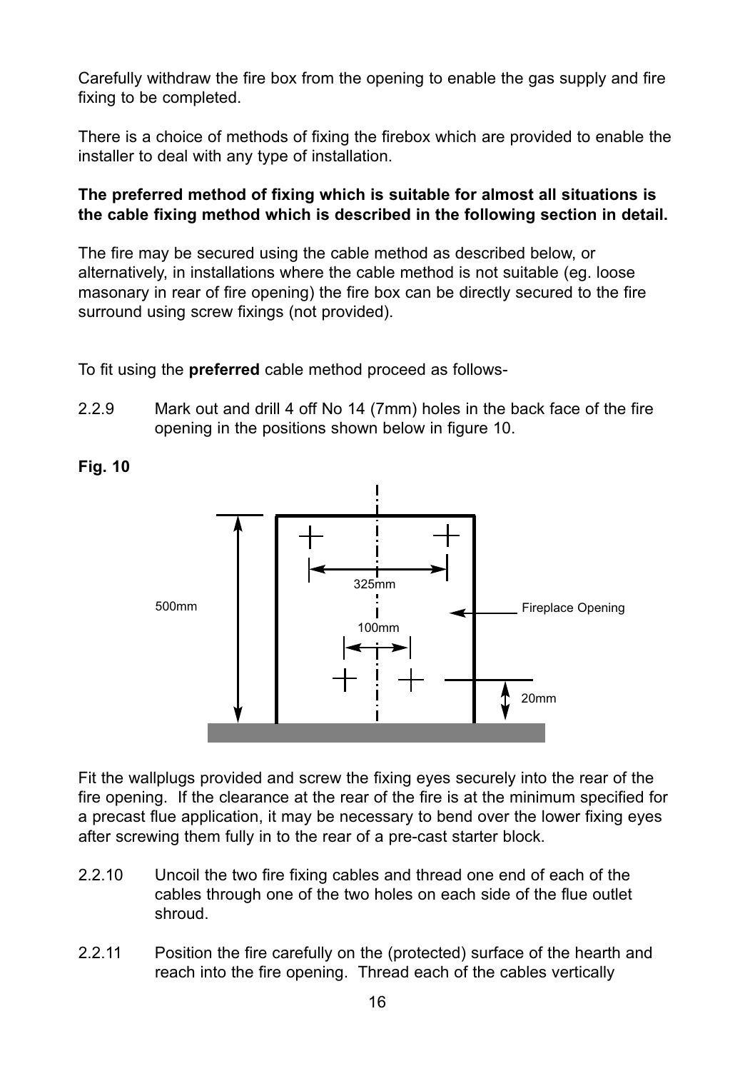Carefully withdraw the fire box from the opening to enable the gas supply and fire fixing to be completed.

There is a choice of methods of fixing the firebox which are provided to enable the installer to deal with any type of installation.

**The preferred method of fixing which is suitable for almost all situations is the cable fixing method which is described in the following section in detail.**

The fire may be secured using the cable method as described below, or alternatively, in installations where the cable method is not suitable (eg. loose masonary in rear of fire opening) the fire box can be directly secured to the fire surround using screw fixings (not provided).

To fit using the **preferred** cable method proceed as follows-

2.2.9 Mark out and drill 4 off No 14 (7mm) holes in the back face of the fire opening in the positions shown below in figure 10.

**Fig. 10**

500mm

325mm

100mm

Fireplace Opening

20mm

Fit the wallplugs provided and screw the fixing eyes securely into the rear of the fire opening. If the clearance at the rear of the fire is at the minimum specified for a precast flue application, it may be necessary to bend over the lower fixing eyes after screwing them fully in to the rear of a pre-cast starter block.

2.2.10 Uncoil the two fire fixing cables and thread one end of each of the cables through one of the two holes on each side of the flue outlet shroud.

2.2.11 Position the fire carefully on the (protected) surface of the hearth and reach into the fire opening. Thread each of the cables vertically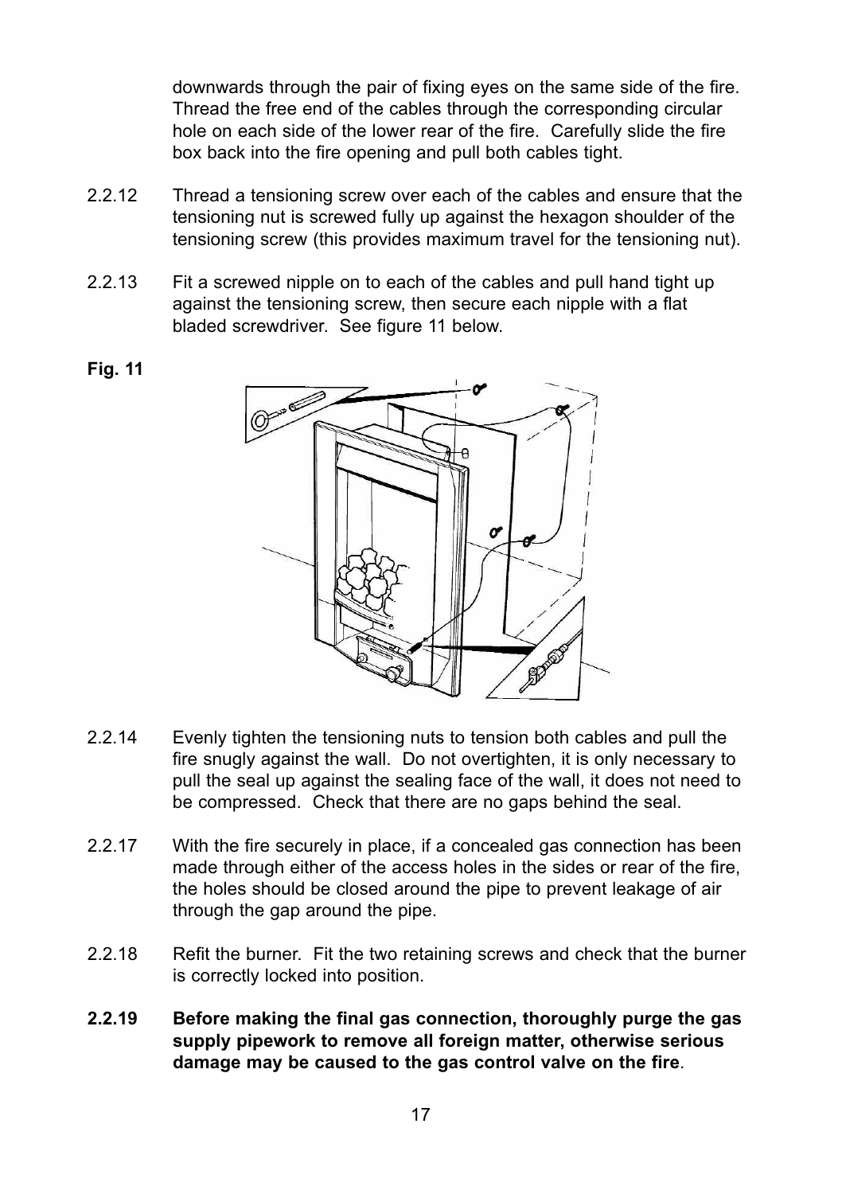downwards through the pair of fixing eyes on the same side of the fire. Thread the free end of the cables through the corresponding circular hole on each side of the lower rear of the fire. Carefully slide the fire box back into the fire opening and pull both cables tight.

2.2.12 Thread a tensioning screw over each of the cables and ensure that the tensioning nut is screwed fully up against the hexagon shoulder of the tensioning screw (this provides maximum travel for the tensioning nut).

2.2.13 Fit a screwed nipple on to each of the cables and pull hand tight up against the tensioning screw, then secure each nipple with a flat bladed screwdriver. See figure 11 below.

**Fig. 11**

2.2.14 Evenly tighten the tensioning nuts to tension both cables and pull the fire snugly against the wall. Do not overtighten, it is only necessary to pull the seal up against the sealing face of the wall, it does not need to be compressed. Check that there are no gaps behind the seal.

2.2.17 With the fire securely in place, if a concealed gas connection has been made through either of the access holes in the sides or rear of the fire, the holes should be closed around the pipe to prevent leakage of air through the gap around the pipe.

2.2.18 Refit the burner. Fit the two retaining screws and check that the burner is correctly locked into position.

**2.2.19 Before making the final gas connection, thoroughly purge the gas supply pipework to remove all foreign matter, otherwise serious damage may be caused to the gas control valve on the fire**.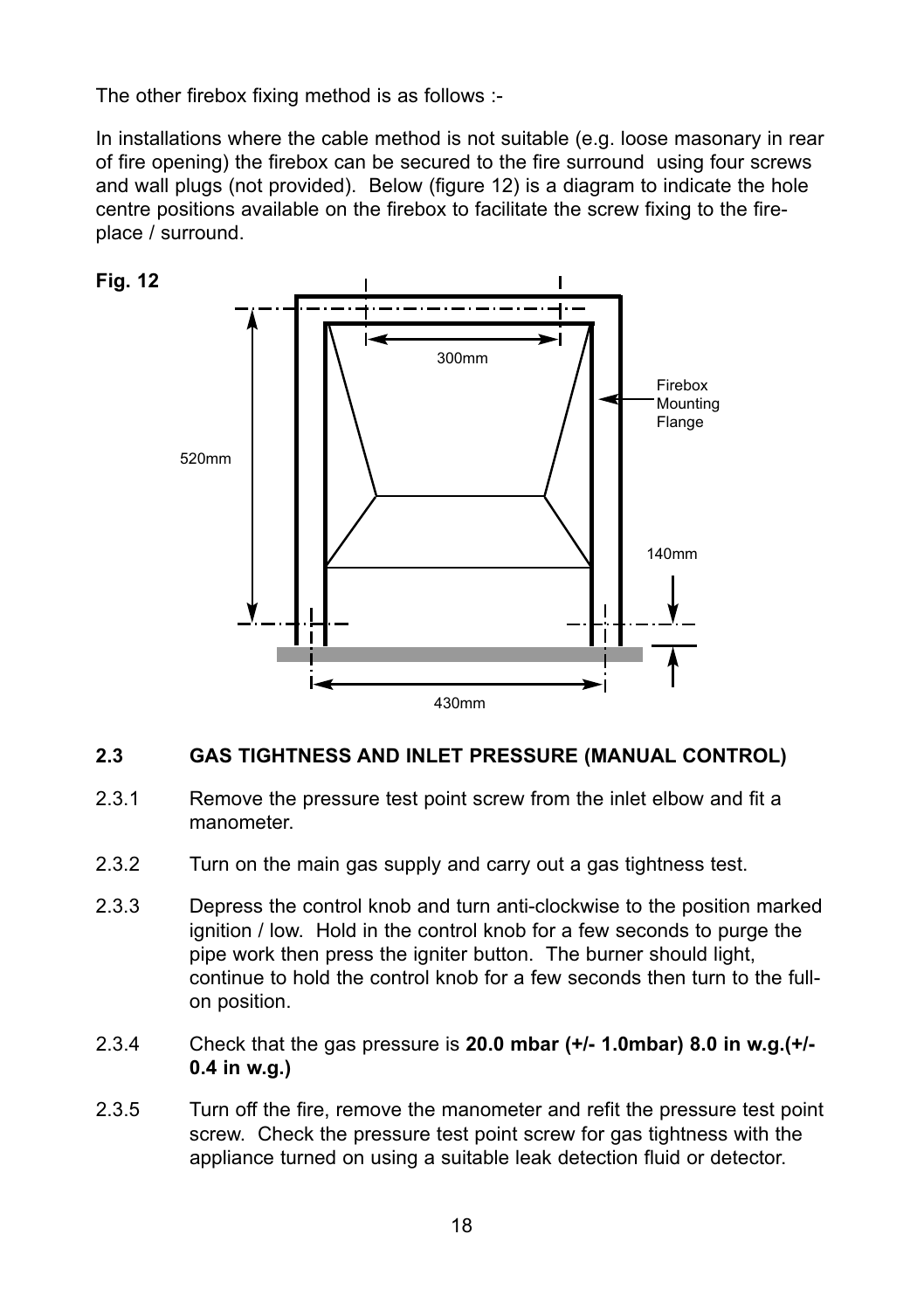The other firebox fixing method is as follows :-

In installations where the cable method is not suitable (e.g. loose masonary in rear of fire opening) the firebox can be secured to the fire surround using four screws and wall plugs (not provided). Below (figure 12) is a diagram to indicate the hole centre positions available on the firebox to facilitate the screw fixing to the fire-place / surround.

**Fig. 12**

300mm

Firebox Mounting Flange

520mm

140mm

430mm

### 2.3 GAS TIGHTNESS AND INLET PRESSURE (MANUAL CONTROL)

2.3.1 Remove the pressure test point screw from the inlet elbow and fit a manometer.

2.3.2 Turn on the main gas supply and carry out a gas tightness test.

2.3.3 Depress the control knob and turn anti-clockwise to the position marked ignition / low. Hold in the control knob for a few seconds to purge the pipe work then press the igniter button. The burner should light, continue to hold the control knob for a few seconds then turn to the full-on position.

2.3.4 Check that the gas pressure is **20.0 mbar (+/- 1.0mbar) 8.0 in w.g.(+/- 0.4 in w.g.)**

2.3.5 Turn off the fire, remove the manometer and refit the pressure test point screw. Check the pressure test point screw for gas tightness with the appliance turned on using a suitable leak detection fluid or detector.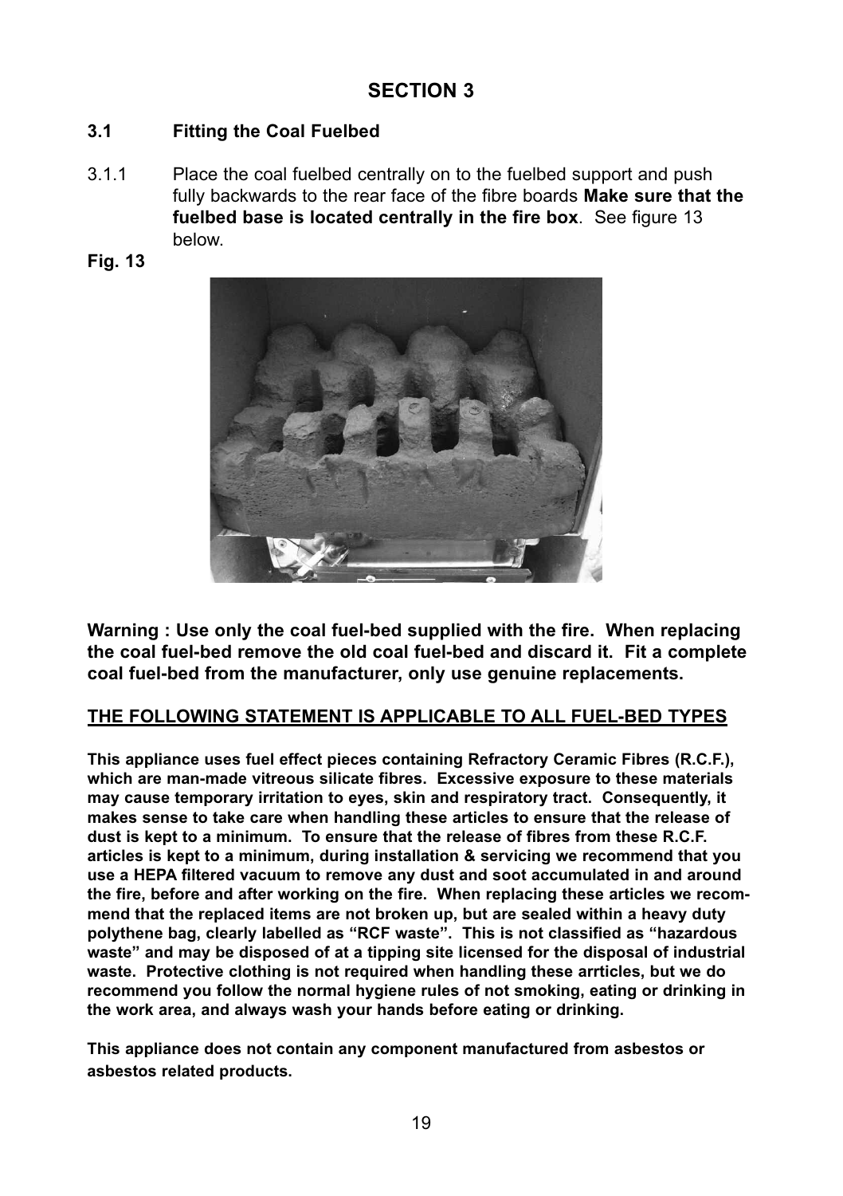## SECTION 3

### 3.1 Fitting the Coal Fuelbed

3.1.1 Place the coal fuelbed centrally on to the fuelbed support and push fully backwards to the rear face of the fibre boards **Make sure that the fuelbed base is located centrally in the fire box**. See figure 13 below.

**Fig. 13**

**Warning : Use only the coal fuel-bed supplied with the fire. When replacing the coal fuel-bed remove the old coal fuel-bed and discard it. Fit a complete coal fuel-bed from the manufacturer, only use genuine replacements.**

**THE FOLLOWING STATEMENT IS APPLICABLE TO ALL FUEL-BED TYPES**

**This appliance uses fuel effect pieces containing Refractory Ceramic Fibres (R.C.F.), which are man-made vitreous silicate fibres. Excessive exposure to these materials may cause temporary irritation to eyes, skin and respiratory tract. Consequently, it makes sense to take care when handling these articles to ensure that the release of dust is kept to a minimum. To ensure that the release of fibres from these R.C.F. articles is kept to a minimum, during installation & servicing we recommend that you use a HEPA filtered vacuum to remove any dust and soot accumulated in and around the fire, before and after working on the fire. When replacing these articles we recommend that the replaced items are not broken up, but are sealed within a heavy duty polythene bag, clearly labelled as "RCF waste". This is not classified as "hazardous waste" and may be disposed of at a tipping site licensed for the disposal of industrial waste. Protective clothing is not required when handling these arrticles, but we do recommend you follow the normal hygiene rules of not smoking, eating or drinking in the work area, and always wash your hands before eating or drinking.**

**This appliance does not contain any component manufactured from asbestos or asbestos related products.**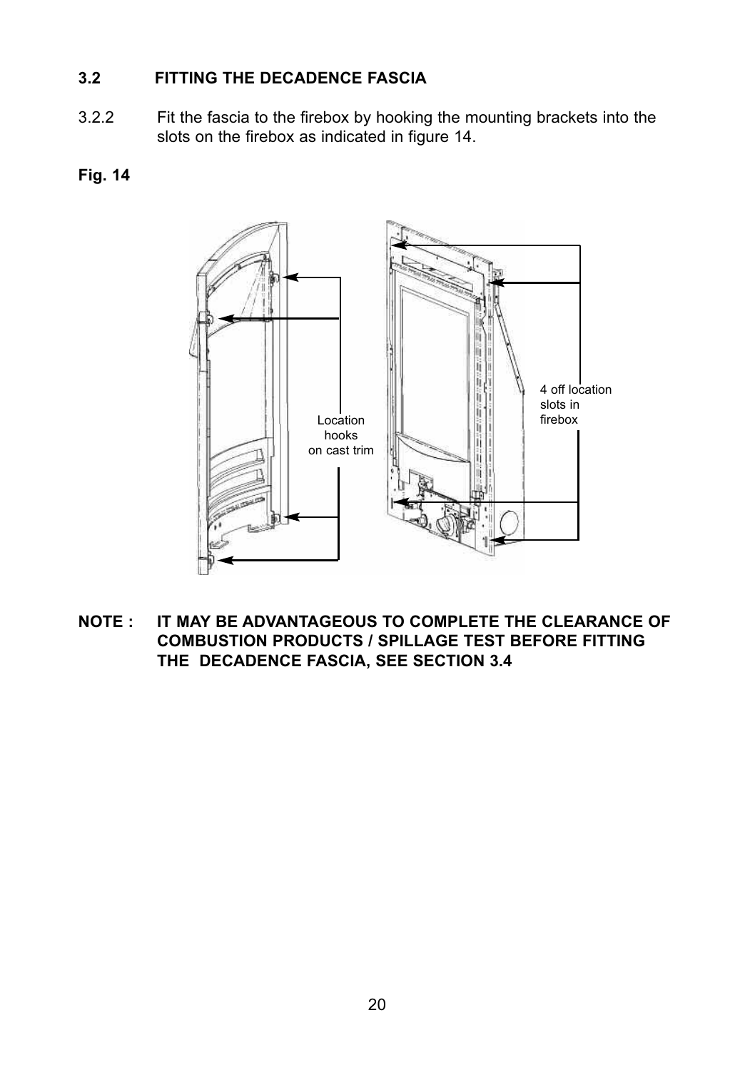### 3.2 FITTING THE DECADENCE FASCIA

3.2.2 Fit the fascia to the firebox by hooking the mounting brackets into the slots on the firebox as indicated in figure 14.

**Fig. 14**

Location hooks on cast trim

4 off location slots in firebox

**NOTE : IT MAY BE ADVANTAGEOUS TO COMPLETE THE CLEARANCE OF COMBUSTION PRODUCTS / SPILLAGE TEST BEFORE FITTING THE DECADENCE FASCIA, SEE SECTION 3.4**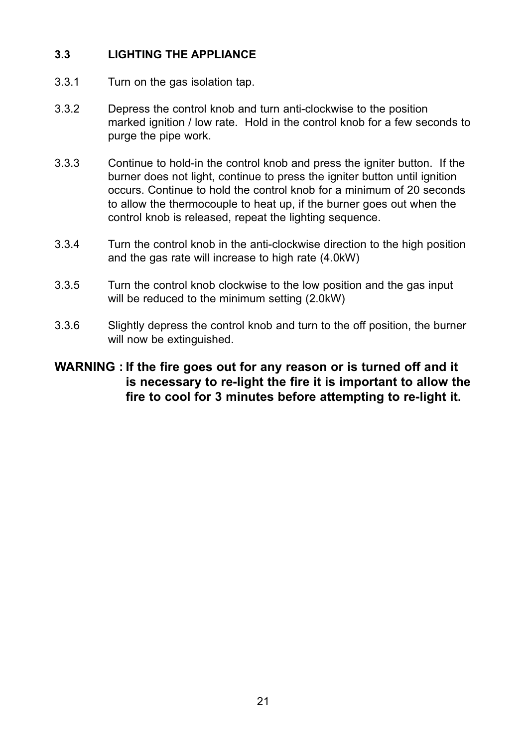### 3.3 LIGHTING THE APPLIANCE

3.3.1 Turn on the gas isolation tap.

3.3.2 Depress the control knob and turn anti-clockwise to the position marked ignition / low rate. Hold in the control knob for a few seconds to purge the pipe work.

3.3.3 Continue to hold-in the control knob and press the igniter button. If the burner does not light, continue to press the igniter button until ignition occurs. Continue to hold the control knob for a minimum of 20 seconds to allow the thermocouple to heat up, if the burner goes out when the control knob is released, repeat the lighting sequence.

3.3.4 Turn the control knob in the anti-clockwise direction to the high position and the gas rate will increase to high rate (4.0kW)

3.3.5 Turn the control knob clockwise to the low position and the gas input will be reduced to the minimum setting (2.0kW)

3.3.6 Slightly depress the control knob and turn to the off position, the burner will now be extinguished.

**WARNING : If the fire goes out for any reason or is turned off and it is necessary to re-light the fire it is important to allow the fire to cool for 3 minutes before attempting to re-light it.**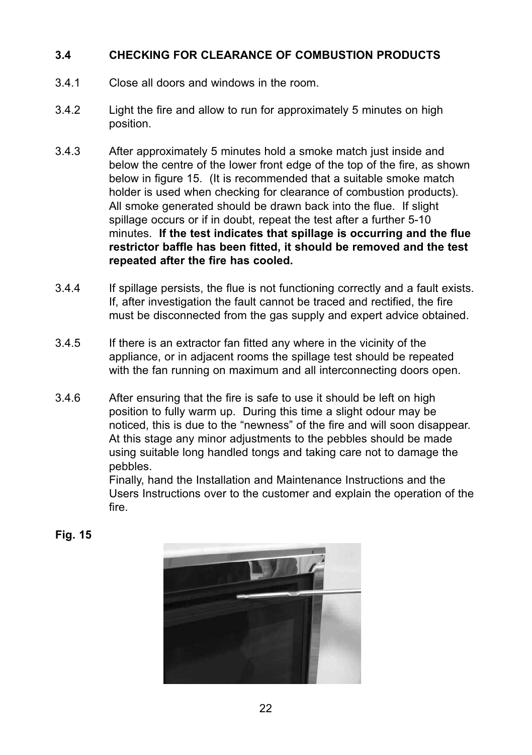### 3.4 CHECKING FOR CLEARANCE OF COMBUSTION PRODUCTS

3.4.1 Close all doors and windows in the room.

3.4.2 Light the fire and allow to run for approximately 5 minutes on high position.

3.4.3 After approximately 5 minutes hold a smoke match just inside and below the centre of the lower front edge of the top of the fire, as shown below in figure 15. (It is recommended that a suitable smoke match holder is used when checking for clearance of combustion products). All smoke generated should be drawn back into the flue. If slight spillage occurs or if in doubt, repeat the test after a further 5-10 minutes. **If the test indicates that spillage is occurring and the flue restrictor baffle has been fitted, it should be removed and the test repeated after the fire has cooled.**

3.4.4 If spillage persists, the flue is not functioning correctly and a fault exists. If, after investigation the fault cannot be traced and rectified, the fire must be disconnected from the gas supply and expert advice obtained.

3.4.5 If there is an extractor fan fitted any where in the vicinity of the appliance, or in adjacent rooms the spillage test should be repeated with the fan running on maximum and all interconnecting doors open.

3.4.6 After ensuring that the fire is safe to use it should be left on high position to fully warm up. During this time a slight odour may be noticed, this is due to the "newness" of the fire and will soon disappear. At this stage any minor adjustments to the pebbles should be made using suitable long handled tongs and taking care not to damage the pebbles.
Finally, hand the Installation and Maintenance Instructions and the Users Instructions over to the customer and explain the operation of the fire.

**Fig. 15**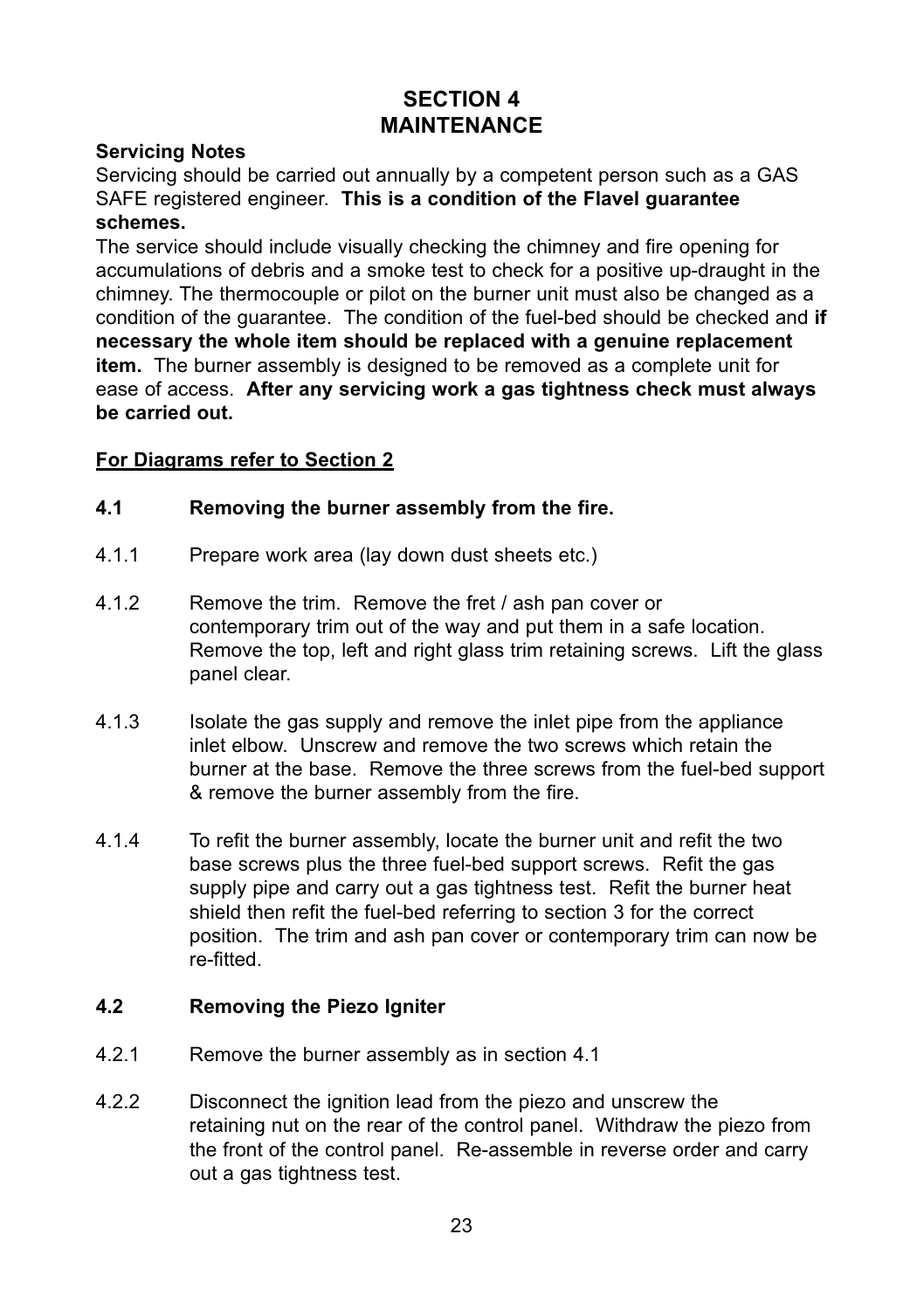# SECTION 4
# MAINTENANCE

**Servicing Notes**

Servicing should be carried out annually by a competent person such as a GAS SAFE registered engineer. **This is a condition of the Flavel guarantee schemes.**

The service should include visually checking the chimney and fire opening for accumulations of debris and a smoke test to check for a positive up-draught in the chimney. The thermocouple or pilot on the burner unit must also be changed as a condition of the guarantee. The condition of the fuel-bed should be checked and **if necessary the whole item should be replaced with a genuine replacement item.** The burner assembly is designed to be removed as a complete unit for ease of access. **After any servicing work a gas tightness check must always be carried out.**

<u>**For Diagrams refer to Section 2**</u>

### 4.1 Removing the burner assembly from the fire.

4.1.1 Prepare work area (lay down dust sheets etc.)

4.1.2 Remove the trim. Remove the fret / ash pan cover or contemporary trim out of the way and put them in a safe location. Remove the top, left and right glass trim retaining screws. Lift the glass panel clear.

4.1.3 Isolate the gas supply and remove the inlet pipe from the appliance inlet elbow. Unscrew and remove the two screws which retain the burner at the base. Remove the three screws from the fuel-bed support & remove the burner assembly from the fire.

4.1.4 To refit the burner assembly, locate the burner unit and refit the two base screws plus the three fuel-bed support screws. Refit the gas supply pipe and carry out a gas tightness test. Refit the burner heat shield then refit the fuel-bed referring to section 3 for the correct position. The trim and ash pan cover or contemporary trim can now be re-fitted.

### 4.2 Removing the Piezo Igniter

4.2.1 Remove the burner assembly as in section 4.1

4.2.2 Disconnect the ignition lead from the piezo and unscrew the retaining nut on the rear of the control panel. Withdraw the piezo from the front of the control panel. Re-assemble in reverse order and carry out a gas tightness test.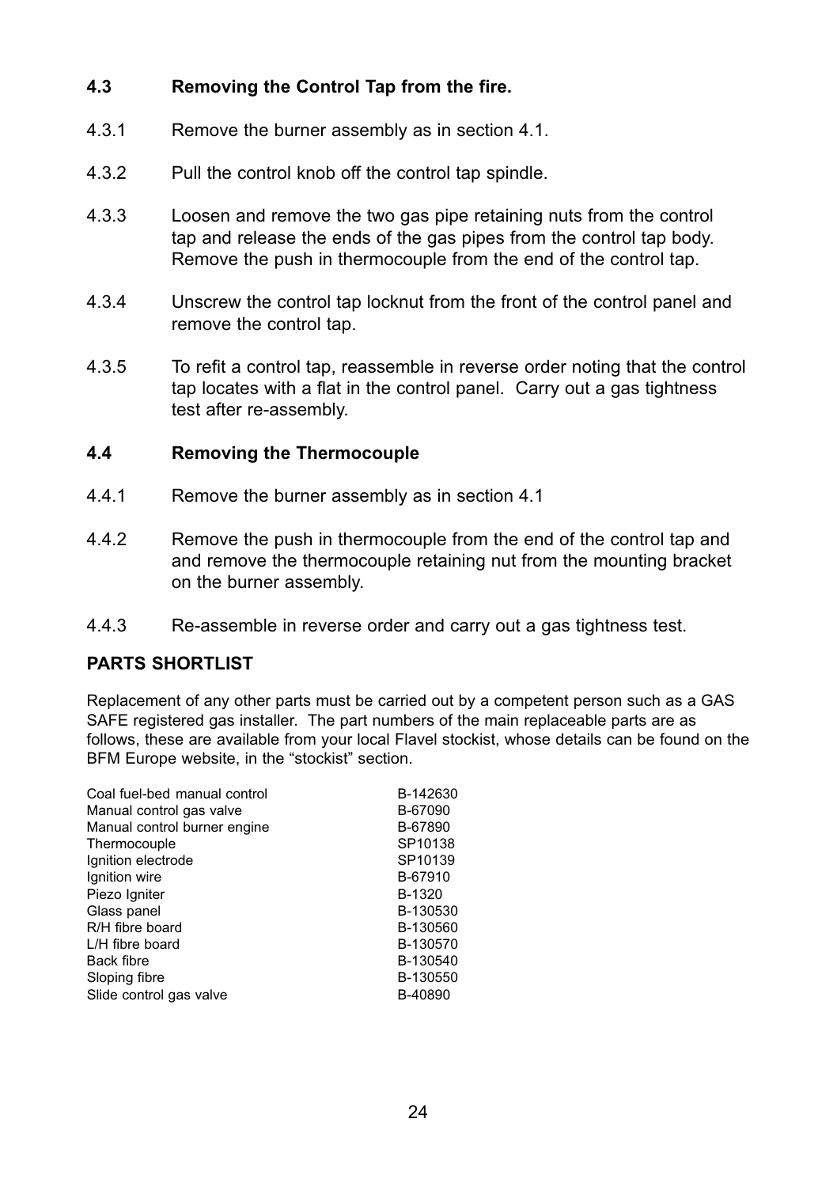### 4.3 Removing the Control Tap from the fire.

4.3.1 Remove the burner assembly as in section 4.1.

4.3.2 Pull the control knob off the control tap spindle.

4.3.3 Loosen and remove the two gas pipe retaining nuts from the control tap and release the ends of the gas pipes from the control tap body. Remove the push in thermocouple from the end of the control tap.

4.3.4 Unscrew the control tap locknut from the front of the control panel and remove the control tap.

4.3.5 To refit a control tap, reassemble in reverse order noting that the control tap locates with a flat in the control panel. Carry out a gas tightness test after re-assembly.

### 4.4 Removing the Thermocouple

4.4.1 Remove the burner assembly as in section 4.1

4.4.2 Remove the push in thermocouple from the end of the control tap and and remove the thermocouple retaining nut from the mounting bracket on the burner assembly.

4.4.3 Re-assemble in reverse order and carry out a gas tightness test.

### PARTS SHORTLIST

Replacement of any other parts must be carried out by a competent person such as a GAS SAFE registered gas installer. The part numbers of the main replaceable parts are as follows, these are available from your local Flavel stockist, whose details can be found on the BFM Europe website, in the "stockist" section.

| | |
|---|---|
| Coal fuel-bed manual control | B-142630 |
| Manual control gas valve | B-67090 |
| Manual control burner engine | B-67890 |
| Thermocouple | SP10138 |
| Ignition electrode | SP10139 |
| Ignition wire | B-67910 |
| Piezo Igniter | B-1320 |
| Glass panel | B-130530 |
| R/H fibre board | B-130560 |
| L/H fibre board | B-130570 |
| Back fibre | B-130540 |
| Sloping fibre | B-130550 |
| Slide control gas valve | B-40890 |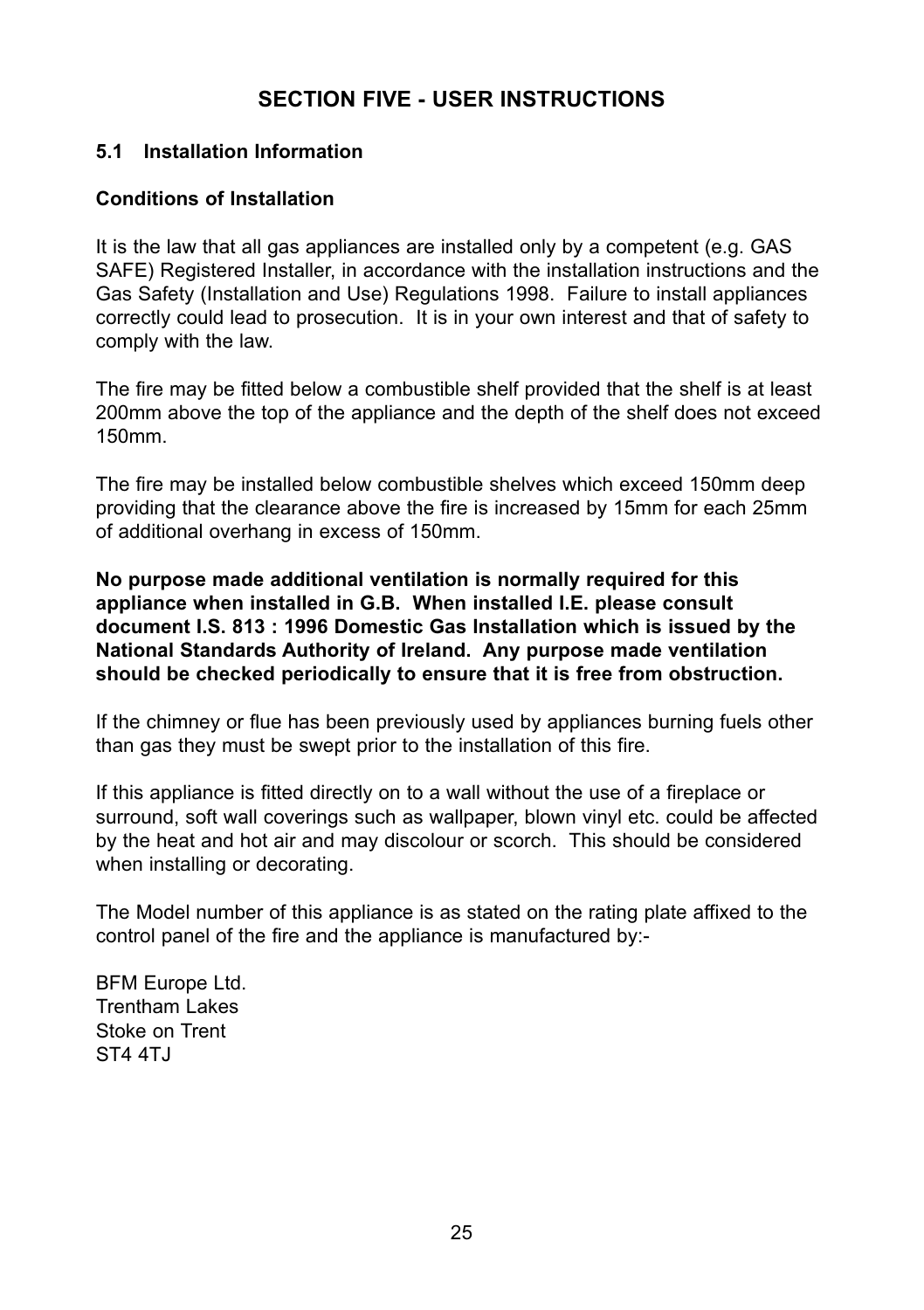# SECTION FIVE - USER INSTRUCTIONS

## 5.1 Installation Information

### Conditions of Installation

It is the law that all gas appliances are installed only by a competent (e.g. GAS SAFE) Registered Installer, in accordance with the installation instructions and the Gas Safety (Installation and Use) Regulations 1998. Failure to install appliances correctly could lead to prosecution. It is in your own interest and that of safety to comply with the law.

The fire may be fitted below a combustible shelf provided that the shelf is at least 200mm above the top of the appliance and the depth of the shelf does not exceed 150mm.

The fire may be installed below combustible shelves which exceed 150mm deep providing that the clearance above the fire is increased by 15mm for each 25mm of additional overhang in excess of 150mm.

**No purpose made additional ventilation is normally required for this appliance when installed in G.B. When installed I.E. please consult document I.S. 813 : 1996 Domestic Gas Installation which is issued by the National Standards Authority of Ireland. Any purpose made ventilation should be checked periodically to ensure that it is free from obstruction.**

If the chimney or flue has been previously used by appliances burning fuels other than gas they must be swept prior to the installation of this fire.

If this appliance is fitted directly on to a wall without the use of a fireplace or surround, soft wall coverings such as wallpaper, blown vinyl etc. could be affected by the heat and hot air and may discolour or scorch. This should be considered when installing or decorating.

The Model number of this appliance is as stated on the rating plate affixed to the control panel of the fire and the appliance is manufactured by:-

BFM Europe Ltd.
Trentham Lakes
Stoke on Trent
ST4 4TJ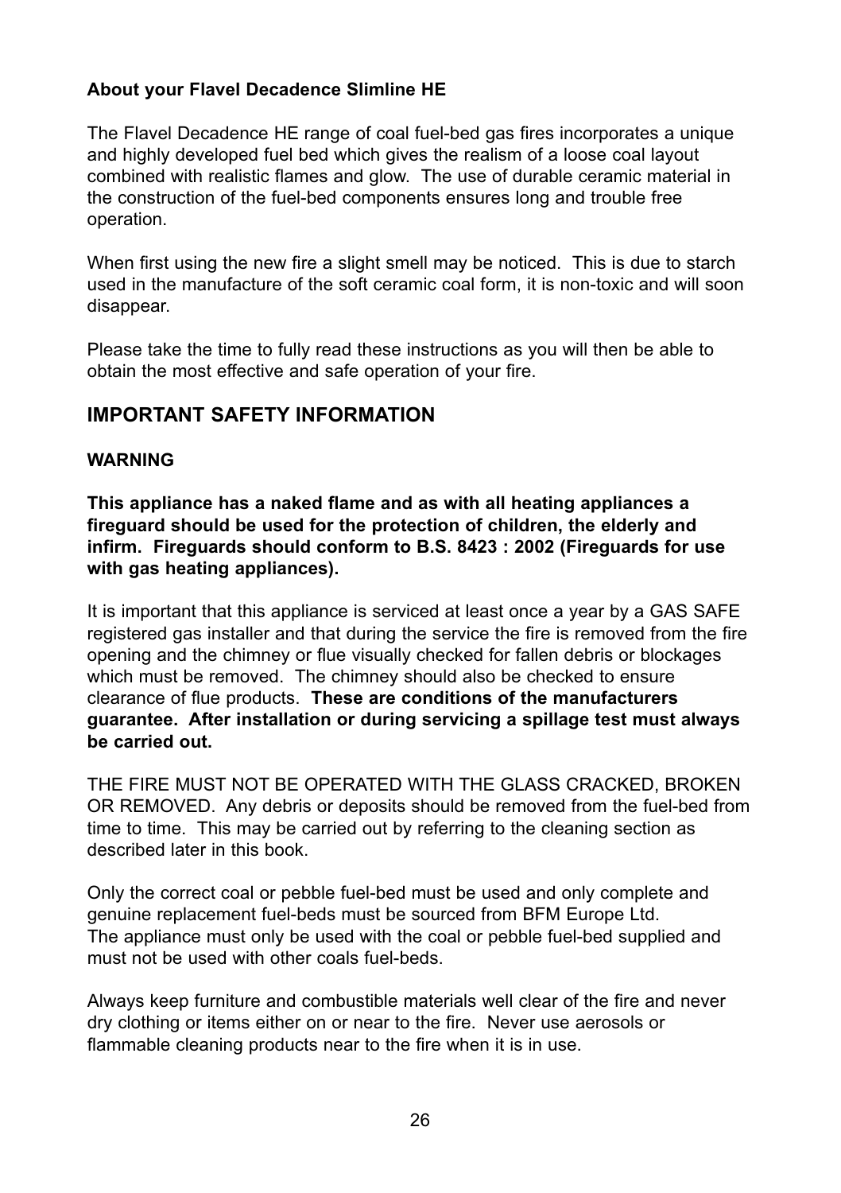**About your Flavel Decadence Slimline HE**

The Flavel Decadence HE range of coal fuel-bed gas fires incorporates a unique and highly developed fuel bed which gives the realism of a loose coal layout combined with realistic flames and glow. The use of durable ceramic material in the construction of the fuel-bed components ensures long and trouble free operation.

When first using the new fire a slight smell may be noticed. This is due to starch used in the manufacture of the soft ceramic coal form, it is non-toxic and will soon disappear.

Please take the time to fully read these instructions as you will then be able to obtain the most effective and safe operation of your fire.

## IMPORTANT SAFETY INFORMATION

**WARNING**

**This appliance has a naked flame and as with all heating appliances a fireguard should be used for the protection of children, the elderly and infirm. Fireguards should conform to B.S. 8423 : 2002 (Fireguards for use with gas heating appliances).**

It is important that this appliance is serviced at least once a year by a GAS SAFE registered gas installer and that during the service the fire is removed from the fire opening and the chimney or flue visually checked for fallen debris or blockages which must be removed. The chimney should also be checked to ensure clearance of flue products. **These are conditions of the manufacturers guarantee. After installation or during servicing a spillage test must always be carried out.**

THE FIRE MUST NOT BE OPERATED WITH THE GLASS CRACKED, BROKEN OR REMOVED. Any debris or deposits should be removed from the fuel-bed from time to time. This may be carried out by referring to the cleaning section as described later in this book.

Only the correct coal or pebble fuel-bed must be used and only complete and genuine replacement fuel-beds must be sourced from BFM Europe Ltd.
The appliance must only be used with the coal or pebble fuel-bed supplied and must not be used with other coals fuel-beds.

Always keep furniture and combustible materials well clear of the fire and never dry clothing or items either on or near to the fire. Never use aerosols or flammable cleaning products near to the fire when it is in use.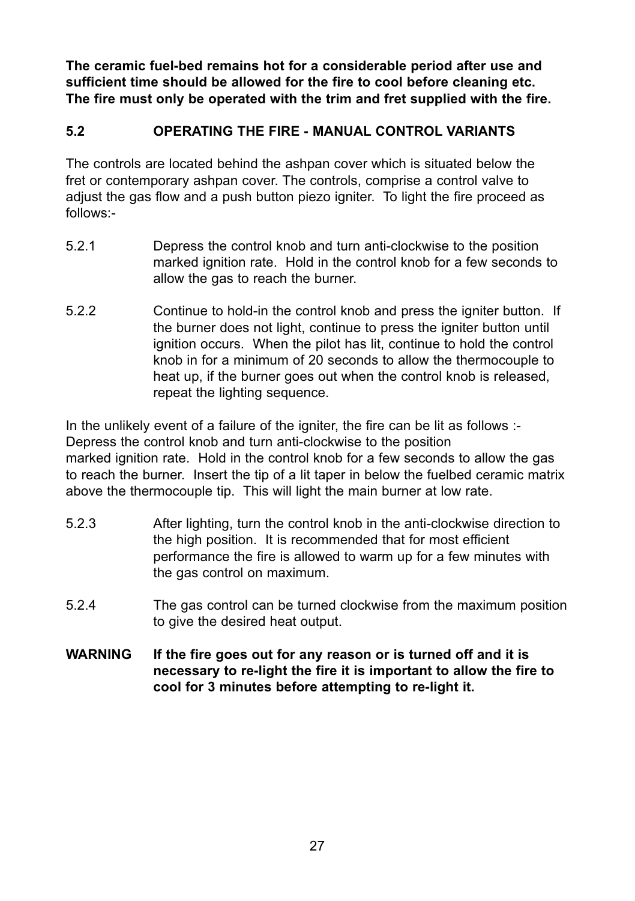**The ceramic fuel-bed remains hot for a considerable period after use and sufficient time should be allowed for the fire to cool before cleaning etc. The fire must only be operated with the trim and fret supplied with the fire.**

## 5.2 OPERATING THE FIRE - MANUAL CONTROL VARIANTS

The controls are located behind the ashpan cover which is situated below the fret or contemporary ashpan cover. The controls, comprise a control valve to adjust the gas flow and a push button piezo igniter. To light the fire proceed as follows:-

5.2.1 Depress the control knob and turn anti-clockwise to the position marked ignition rate. Hold in the control knob for a few seconds to allow the gas to reach the burner.

5.2.2 Continue to hold-in the control knob and press the igniter button. If the burner does not light, continue to press the igniter button until ignition occurs. When the pilot has lit, continue to hold the control knob in for a minimum of 20 seconds to allow the thermocouple to heat up, if the burner goes out when the control knob is released, repeat the lighting sequence.

In the unlikely event of a failure of the igniter, the fire can be lit as follows :- Depress the control knob and turn anti-clockwise to the position marked ignition rate. Hold in the control knob for a few seconds to allow the gas to reach the burner. Insert the tip of a lit taper in below the fuelbed ceramic matrix above the thermocouple tip. This will light the main burner at low rate.

5.2.3 After lighting, turn the control knob in the anti-clockwise direction to the high position. It is recommended that for most efficient performance the fire is allowed to warm up for a few minutes with the gas control on maximum.

5.2.4 The gas control can be turned clockwise from the maximum position to give the desired heat output.

**WARNING If the fire goes out for any reason or is turned off and it is necessary to re-light the fire it is important to allow the fire to cool for 3 minutes before attempting to re-light it.**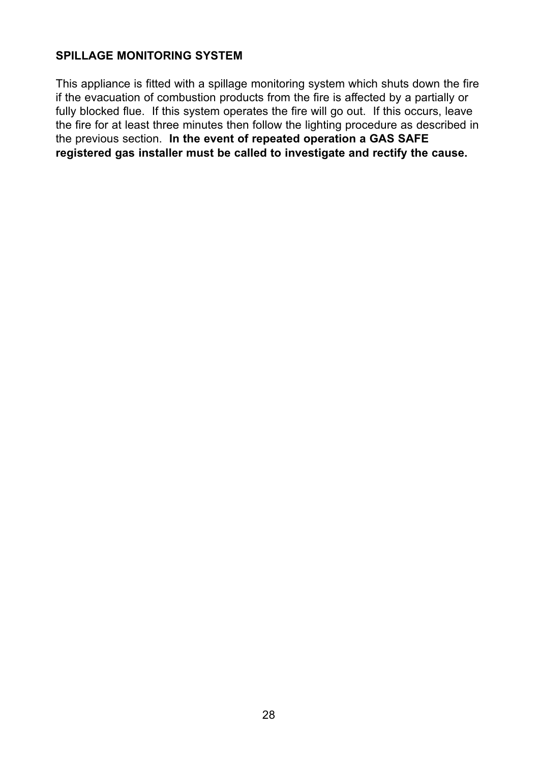## SPILLAGE MONITORING SYSTEM

This appliance is fitted with a spillage monitoring system which shuts down the fire if the evacuation of combustion products from the fire is affected by a partially or fully blocked flue. If this system operates the fire will go out. If this occurs, leave the fire for at least three minutes then follow the lighting procedure as described in the previous section. **In the event of repeated operation a GAS SAFE registered gas installer must be called to investigate and rectify the cause.**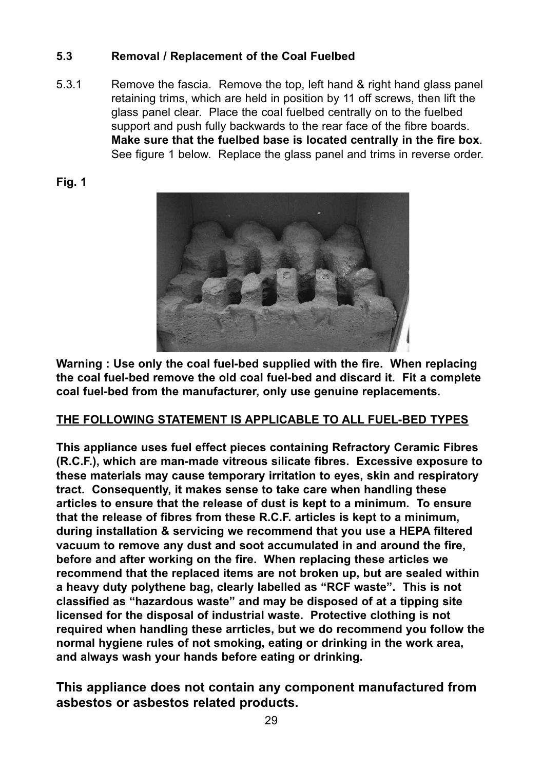### 5.3 Removal / Replacement of the Coal Fuelbed

5.3.1 Remove the fascia. Remove the top, left hand & right hand glass panel retaining trims, which are held in position by 11 off screws, then lift the glass panel clear. Place the coal fuelbed centrally on to the fuelbed support and push fully backwards to the rear face of the fibre boards. **Make sure that the fuelbed base is located centrally in the fire box**. See figure 1 below. Replace the glass panel and trims in reverse order.

**Fig. 1**

**Warning : Use only the coal fuel-bed supplied with the fire. When replacing the coal fuel-bed remove the old coal fuel-bed and discard it. Fit a complete coal fuel-bed from the manufacturer, only use genuine replacements.**

**THE FOLLOWING STATEMENT IS APPLICABLE TO ALL FUEL-BED TYPES**

**This appliance uses fuel effect pieces containing Refractory Ceramic Fibres (R.C.F.), which are man-made vitreous silicate fibres. Excessive exposure to these materials may cause temporary irritation to eyes, skin and respiratory tract. Consequently, it makes sense to take care when handling these articles to ensure that the release of dust is kept to a minimum. To ensure that the release of fibres from these R.C.F. articles is kept to a minimum, during installation & servicing we recommend that you use a HEPA filtered vacuum to remove any dust and soot accumulated in and around the fire, before and after working on the fire. When replacing these articles we recommend that the replaced items are not broken up, but are sealed within a heavy duty polythene bag, clearly labelled as "RCF waste". This is not classified as "hazardous waste" and may be disposed of at a tipping site licensed for the disposal of industrial waste. Protective clothing is not required when handling these arrticles, but we do recommend you follow the normal hygiene rules of not smoking, eating or drinking in the work area, and always wash your hands before eating or drinking.**

**This appliance does not contain any component manufactured from asbestos or asbestos related products.**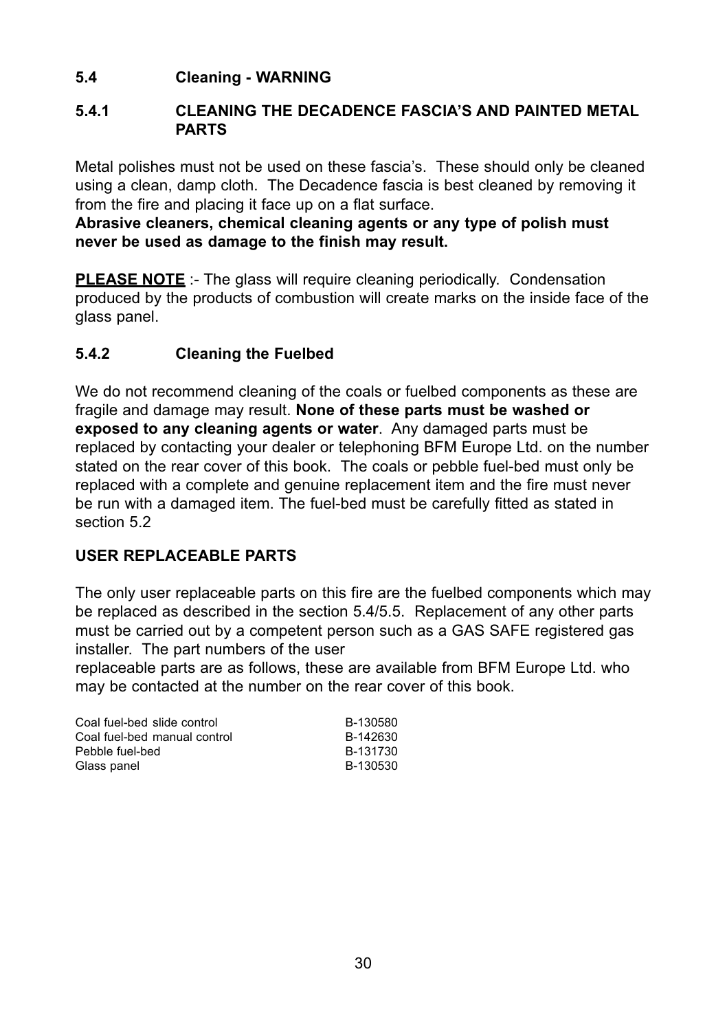## 5.4 Cleaning - WARNING

### 5.4.1 CLEANING THE DECADENCE FASCIA'S AND PAINTED METAL PARTS

Metal polishes must not be used on these fascia's. These should only be cleaned using a clean, damp cloth. The Decadence fascia is best cleaned by removing it from the fire and placing it face up on a flat surface.
**Abrasive cleaners, chemical cleaning agents or any type of polish must never be used as damage to the finish may result.**

**PLEASE NOTE** :- The glass will require cleaning periodically. Condensation produced by the products of combustion will create marks on the inside face of the glass panel.

### 5.4.2 Cleaning the Fuelbed

We do not recommend cleaning of the coals or fuelbed components as these are fragile and damage may result. **None of these parts must be washed or exposed to any cleaning agents or water**. Any damaged parts must be replaced by contacting your dealer or telephoning BFM Europe Ltd. on the number stated on the rear cover of this book. The coals or pebble fuel-bed must only be replaced with a complete and genuine replacement item and the fire must never be run with a damaged item. The fuel-bed must be carefully fitted as stated in section 5.2

### USER REPLACEABLE PARTS

The only user replaceable parts on this fire are the fuelbed components which may be replaced as described in the section 5.4/5.5. Replacement of any other parts must be carried out by a competent person such as a GAS SAFE registered gas installer. The part numbers of the user
replaceable parts are as follows, these are available from BFM Europe Ltd. who may be contacted at the number on the rear cover of this book.

| | |
|---|---|
| Coal fuel-bed slide control | B-130580 |
| Coal fuel-bed manual control | B-142630 |
| Pebble fuel-bed | B-131730 |
| Glass panel | B-130530 |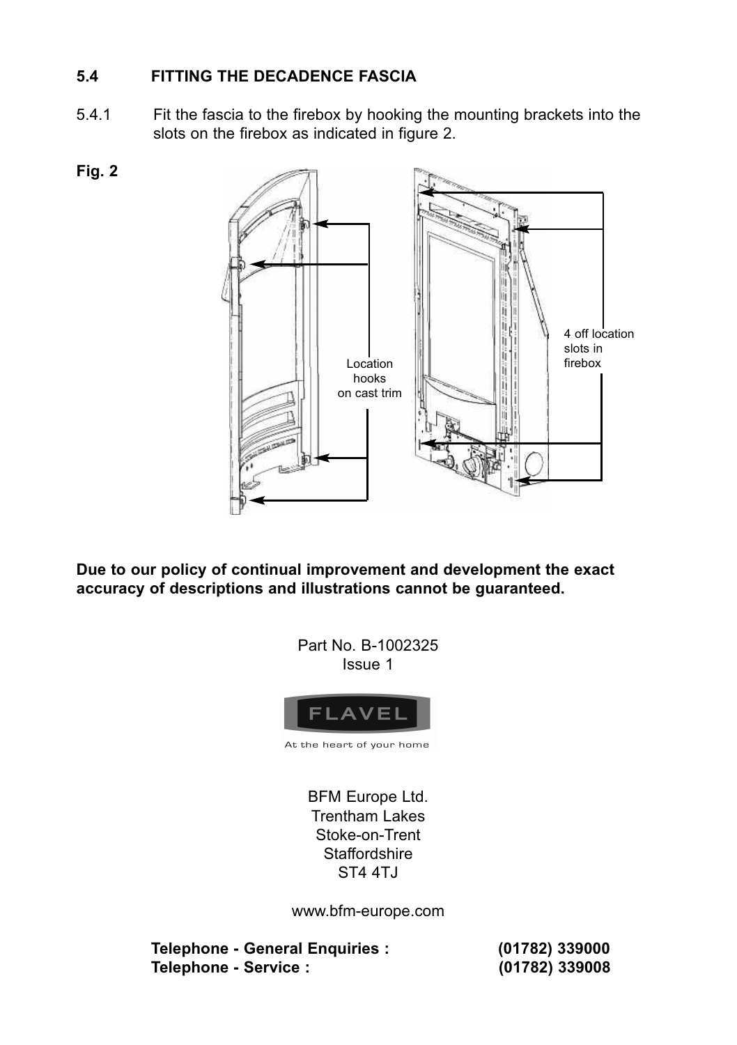## 5.4 FITTING THE DECADENCE FASCIA

5.4.1 Fit the fascia to the firebox by hooking the mounting brackets into the slots on the firebox as indicated in figure 2.

**Fig. 2**

Location hooks on cast trim

4 off location slots in firebox

**Due to our policy of continual improvement and development the exact accuracy of descriptions and illustrations cannot be guaranteed.**

Part No. B-1002325
Issue 1

FLAVEL
At the heart of your home

BFM Europe Ltd.
Trentham Lakes
Stoke-on-Trent
Staffordshire
ST4 4TJ

www.bfm-europe.com

**Telephone - General Enquiries : (01782) 339000**
**Telephone - Service : (01782) 339008**